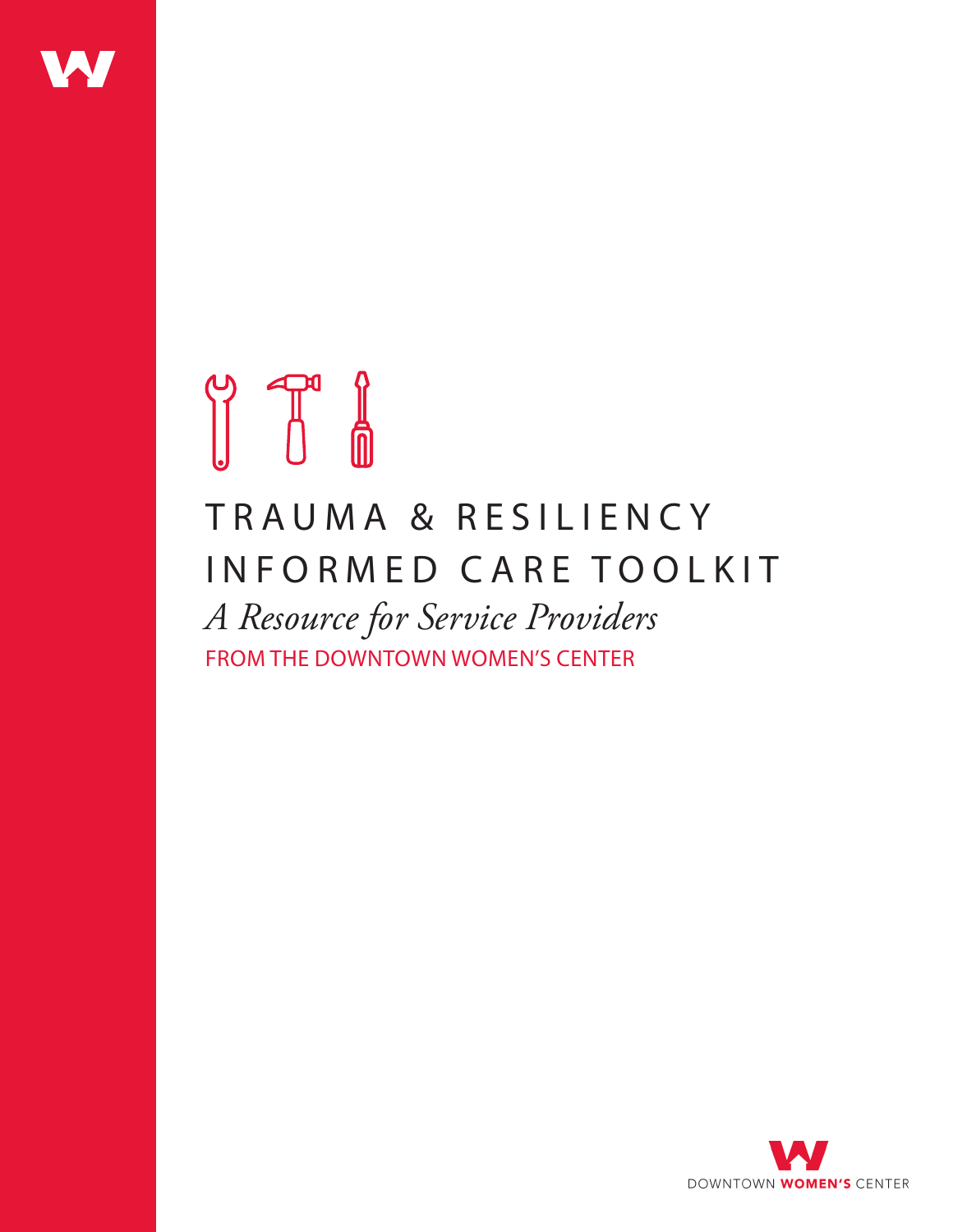# TRAUMA & RESILIENCY INFORMED CARE TOOLKIT

*A Resource for Service Providers*

FROM THE DOWNTOWN WOMEN'S CENTER

DOWNTOWN **WOMEN'S** CENTER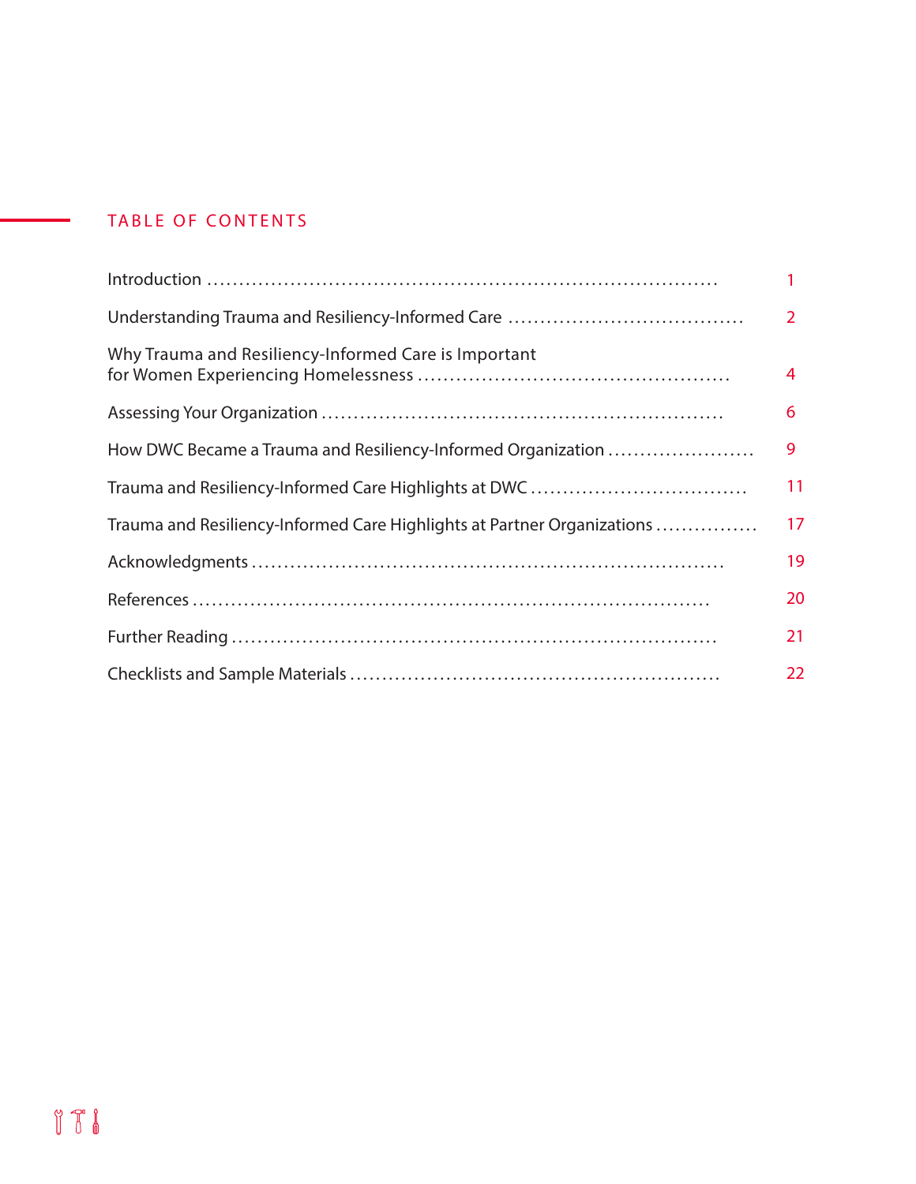## TABLE OF CONTENTS

| | |
|---|---|
| Introduction | 1 |
| Understanding Trauma and Resiliency-Informed Care | 2 |
| Why Trauma and Resiliency-Informed Care is Important for Women Experiencing Homelessness | 4 |
| Assessing Your Organization | 6 |
| How DWC Became a Trauma and Resiliency-Informed Organization | 9 |
| Trauma and Resiliency-Informed Care Highlights at DWC | 11 |
| Trauma and Resiliency-Informed Care Highlights at Partner Organizations | 17 |
| Acknowledgments | 19 |
| References | 20 |
| Further Reading | 21 |
| Checklists and Sample Materials | 22 |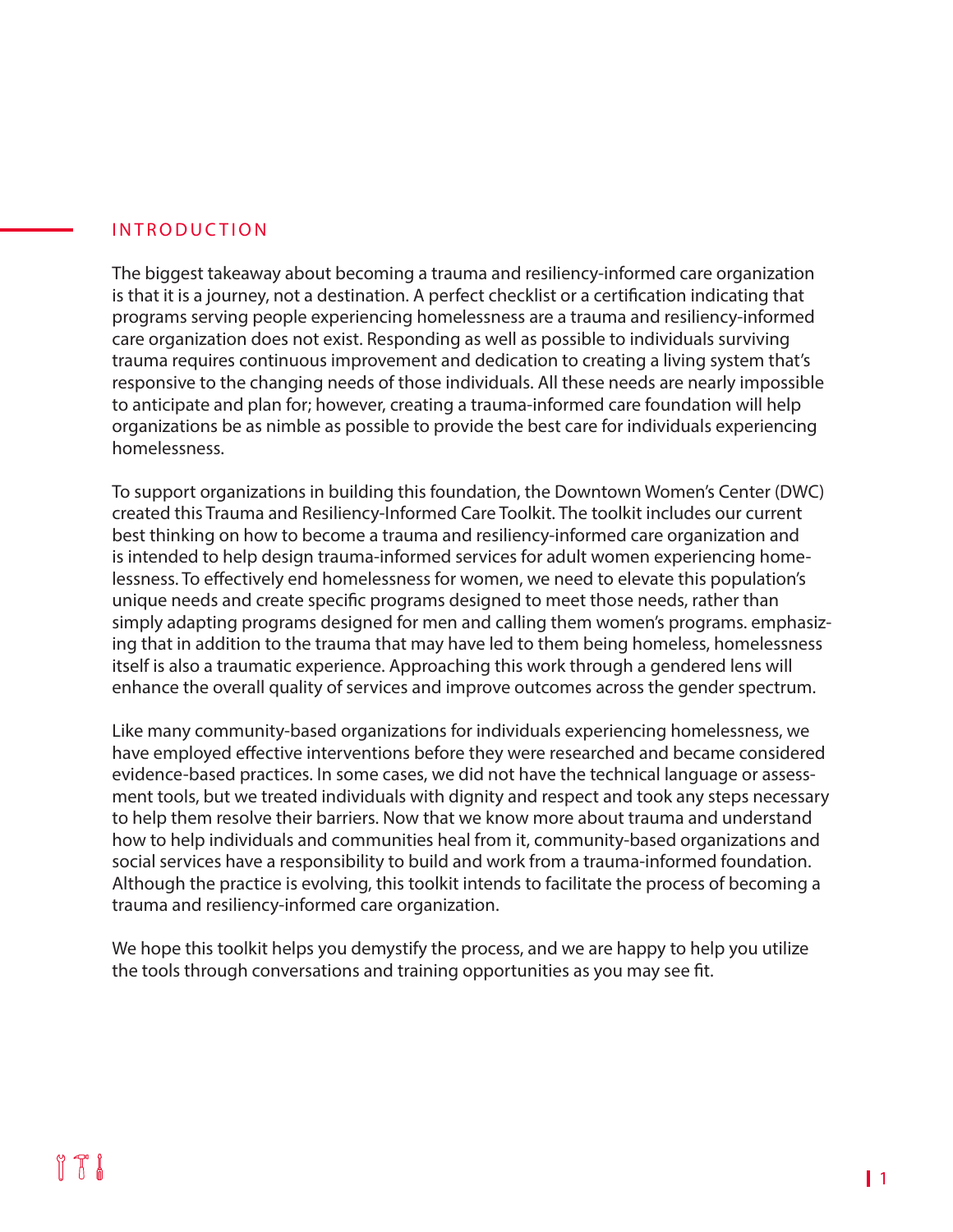## INTRODUCTION

The biggest takeaway about becoming a trauma and resiliency-informed care organization is that it is a journey, not a destination. A perfect checklist or a certification indicating that programs serving people experiencing homelessness are a trauma and resiliency-informed care organization does not exist. Responding as well as possible to individuals surviving trauma requires continuous improvement and dedication to creating a living system that's responsive to the changing needs of those individuals. All these needs are nearly impossible to anticipate and plan for; however, creating a trauma-informed care foundation will help organizations be as nimble as possible to provide the best care for individuals experiencing homelessness.

To support organizations in building this foundation, the Downtown Women's Center (DWC) created this Trauma and Resiliency-Informed Care Toolkit. The toolkit includes our current best thinking on how to become a trauma and resiliency-informed care organization and is intended to help design trauma-informed services for adult women experiencing homelessness. To effectively end homelessness for women, we need to elevate this population's unique needs and create specific programs designed to meet those needs, rather than simply adapting programs designed for men and calling them women's programs. emphasizing that in addition to the trauma that may have led to them being homeless, homelessness itself is also a traumatic experience. Approaching this work through a gendered lens will enhance the overall quality of services and improve outcomes across the gender spectrum.

Like many community-based organizations for individuals experiencing homelessness, we have employed effective interventions before they were researched and became considered evidence-based practices. In some cases, we did not have the technical language or assessment tools, but we treated individuals with dignity and respect and took any steps necessary to help them resolve their barriers. Now that we know more about trauma and understand how to help individuals and communities heal from it, community-based organizations and social services have a responsibility to build and work from a trauma-informed foundation. Although the practice is evolving, this toolkit intends to facilitate the process of becoming a trauma and resiliency-informed care organization.

We hope this toolkit helps you demystify the process, and we are happy to help you utilize the tools through conversations and training opportunities as you may see fit.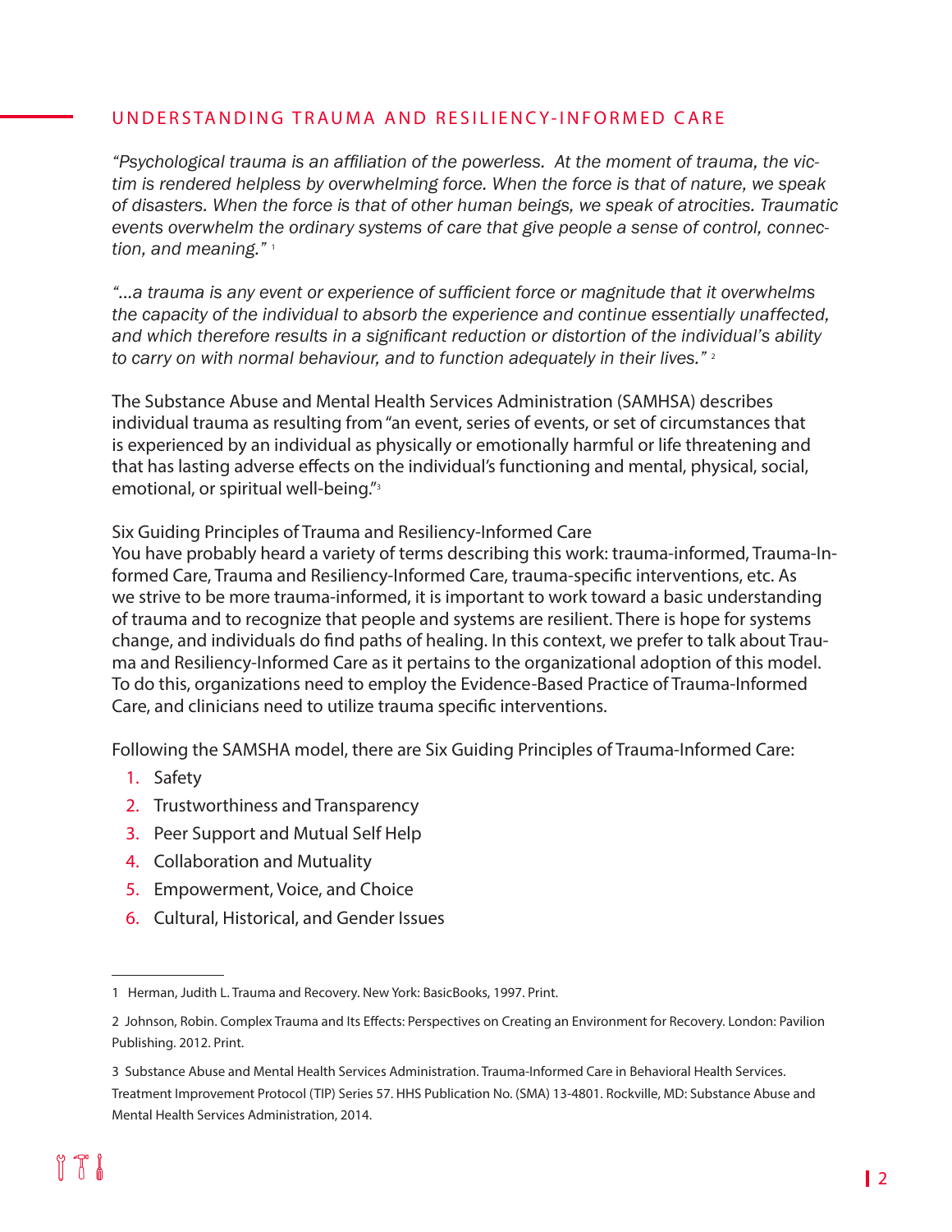## UNDERSTANDING TRAUMA AND RESILIENCY-INFORMED CARE

*"Psychological trauma is an affiliation of the powerless. At the moment of trauma, the victim is rendered helpless by overwhelming force. When the force is that of nature, we speak of disasters. When the force is that of other human beings, we speak of atrocities. Traumatic events overwhelm the ordinary systems of care that give people a sense of control, connection, and meaning."* [1]

*"…a trauma is any event or experience of sufficient force or magnitude that it overwhelms the capacity of the individual to absorb the experience and continue essentially unaffected, and which therefore results in a significant reduction or distortion of the individual's ability to carry on with normal behaviour, and to function adequately in their lives."* [2]

The Substance Abuse and Mental Health Services Administration (SAMHSA) describes individual trauma as resulting from "an event, series of events, or set of circumstances that is experienced by an individual as physically or emotionally harmful or life threatening and that has lasting adverse effects on the individual's functioning and mental, physical, social, emotional, or spiritual well-being."[3]

Six Guiding Principles of Trauma and Resiliency-Informed Care

You have probably heard a variety of terms describing this work: trauma-informed, Trauma-Informed Care, Trauma and Resiliency-Informed Care, trauma-specific interventions, etc. As we strive to be more trauma-informed, it is important to work toward a basic understanding of trauma and to recognize that people and systems are resilient. There is hope for systems change, and individuals do find paths of healing. In this context, we prefer to talk about Trauma and Resiliency-Informed Care as it pertains to the organizational adoption of this model. To do this, organizations need to employ the Evidence-Based Practice of Trauma-Informed Care, and clinicians need to utilize trauma specific interventions.

Following the SAMSHA model, there are Six Guiding Principles of Trauma-Informed Care:

1. Safety
2. Trustworthiness and Transparency
3. Peer Support and Mutual Self Help
4. Collaboration and Mutuality
5. Empowerment, Voice, and Choice
6. Cultural, Historical, and Gender Issues

---

1 Herman, Judith L. Trauma and Recovery. New York: BasicBooks, 1997. Print.

2 Johnson, Robin. Complex Trauma and Its Effects: Perspectives on Creating an Environment for Recovery. London: Pavilion Publishing. 2012. Print.

3 Substance Abuse and Mental Health Services Administration. Trauma-Informed Care in Behavioral Health Services. Treatment Improvement Protocol (TIP) Series 57. HHS Publication No. (SMA) 13-4801. Rockville, MD: Substance Abuse and Mental Health Services Administration, 2014.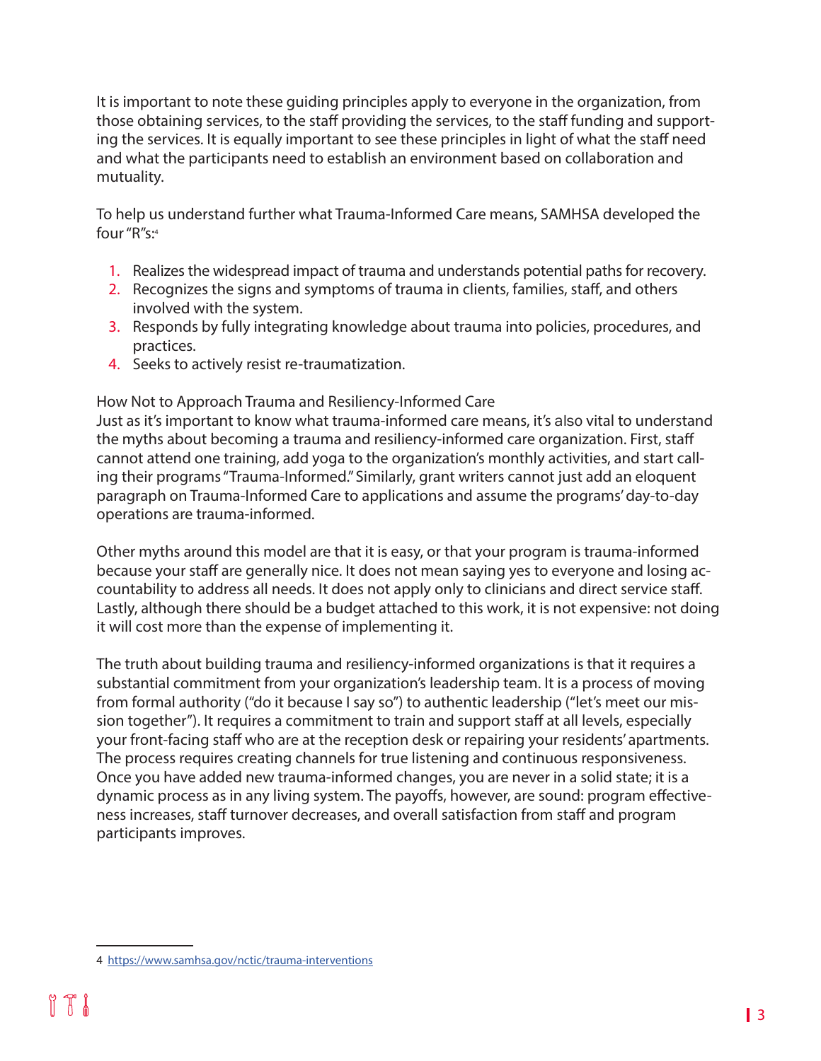It is important to note these guiding principles apply to everyone in the organization, from those obtaining services, to the staff providing the services, to the staff funding and supporting the services. It is equally important to see these principles in light of what the staff need and what the participants need to establish an environment based on collaboration and mutuality.

To help us understand further what Trauma-Informed Care means, SAMHSA developed the four "R"s:[4]

1. Realizes the widespread impact of trauma and understands potential paths for recovery.
2. Recognizes the signs and symptoms of trauma in clients, families, staff, and others involved with the system.
3. Responds by fully integrating knowledge about trauma into policies, procedures, and practices.
4. Seeks to actively resist re-traumatization.

How Not to Approach Trauma and Resiliency-Informed Care

Just as it's important to know what trauma-informed care means, it's also vital to understand the myths about becoming a trauma and resiliency-informed care organization. First, staff cannot attend one training, add yoga to the organization's monthly activities, and start calling their programs "Trauma-Informed." Similarly, grant writers cannot just add an eloquent paragraph on Trauma-Informed Care to applications and assume the programs' day-to-day operations are trauma-informed.

Other myths around this model are that it is easy, or that your program is trauma-informed because your staff are generally nice. It does not mean saying yes to everyone and losing accountability to address all needs. It does not apply only to clinicians and direct service staff. Lastly, although there should be a budget attached to this work, it is not expensive: not doing it will cost more than the expense of implementing it.

The truth about building trauma and resiliency-informed organizations is that it requires a substantial commitment from your organization's leadership team. It is a process of moving from formal authority ("do it because I say so") to authentic leadership ("let's meet our mission together"). It requires a commitment to train and support staff at all levels, especially your front-facing staff who are at the reception desk or repairing your residents' apartments. The process requires creating channels for true listening and continuous responsiveness. Once you have added new trauma-informed changes, you are never in a solid state; it is a dynamic process as in any living system. The payoffs, however, are sound: program effectiveness increases, staff turnover decreases, and overall satisfaction from staff and program participants improves.

4 https://www.samhsa.gov/nctic/trauma-interventions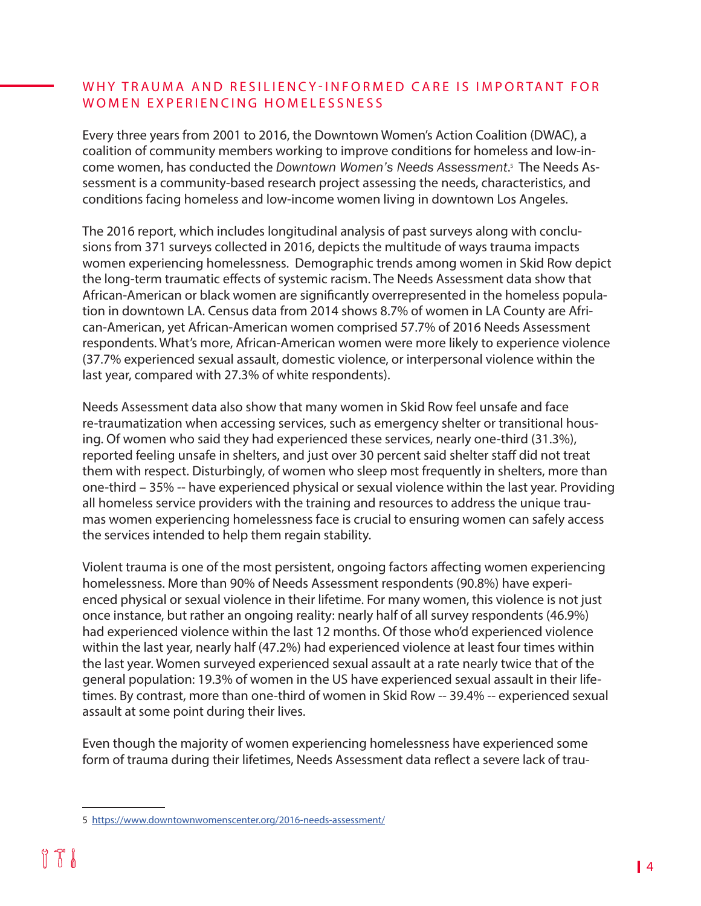## WHY TRAUMA AND RESILIENCY-INFORMED CARE IS IMPORTANT FOR WOMEN EXPERIENCING HOMELESSNESS

Every three years from 2001 to 2016, the Downtown Women's Action Coalition (DWAC), a coalition of community members working to improve conditions for homeless and low-income women, has conducted the *Downtown Women's Needs Assessment*.[5] The Needs Assessment is a community-based research project assessing the needs, characteristics, and conditions facing homeless and low-income women living in downtown Los Angeles.

The 2016 report, which includes longitudinal analysis of past surveys along with conclusions from 371 surveys collected in 2016, depicts the multitude of ways trauma impacts women experiencing homelessness. Demographic trends among women in Skid Row depict the long-term traumatic effects of systemic racism. The Needs Assessment data show that African-American or black women are significantly overrepresented in the homeless population in downtown LA. Census data from 2014 shows 8.7% of women in LA County are African-American, yet African-American women comprised 57.7% of 2016 Needs Assessment respondents. What's more, African-American women were more likely to experience violence (37.7% experienced sexual assault, domestic violence, or interpersonal violence within the last year, compared with 27.3% of white respondents).

Needs Assessment data also show that many women in Skid Row feel unsafe and face re-traumatization when accessing services, such as emergency shelter or transitional housing. Of women who said they had experienced these services, nearly one-third (31.3%), reported feeling unsafe in shelters, and just over 30 percent said shelter staff did not treat them with respect. Disturbingly, of women who sleep most frequently in shelters, more than one-third – 35% -- have experienced physical or sexual violence within the last year. Providing all homeless service providers with the training and resources to address the unique traumas women experiencing homelessness face is crucial to ensuring women can safely access the services intended to help them regain stability.

Violent trauma is one of the most persistent, ongoing factors affecting women experiencing homelessness. More than 90% of Needs Assessment respondents (90.8%) have experienced physical or sexual violence in their lifetime. For many women, this violence is not just once instance, but rather an ongoing reality: nearly half of all survey respondents (46.9%) had experienced violence within the last 12 months. Of those who'd experienced violence within the last year, nearly half (47.2%) had experienced violence at least four times within the last year. Women surveyed experienced sexual assault at a rate nearly twice that of the general population: 19.3% of women in the US have experienced sexual assault in their lifetimes. By contrast, more than one-third of women in Skid Row -- 39.4% -- experienced sexual assault at some point during their lives.

Even though the majority of women experiencing homelessness have experienced some form of trauma during their lifetimes, Needs Assessment data reflect a severe lack of trau-

5 https://www.downtownwomenscenter.org/2016-needs-assessment/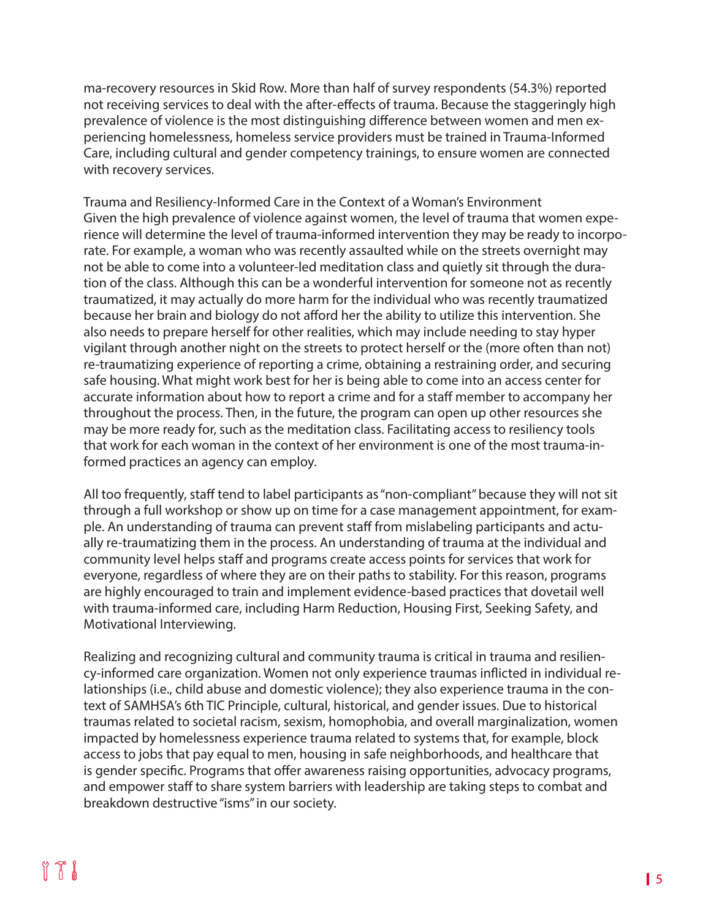ma-recovery resources in Skid Row. More than half of survey respondents (54.3%) reported not receiving services to deal with the after-effects of trauma. Because the staggeringly high prevalence of violence is the most distinguishing difference between women and men experiencing homelessness, homeless service providers must be trained in Trauma-Informed Care, including cultural and gender competency trainings, to ensure women are connected with recovery services.

## Trauma and Resiliency-Informed Care in the Context of a Woman's Environment

Given the high prevalence of violence against women, the level of trauma that women experience will determine the level of trauma-informed intervention they may be ready to incorporate. For example, a woman who was recently assaulted while on the streets overnight may not be able to come into a volunteer-led meditation class and quietly sit through the duration of the class. Although this can be a wonderful intervention for someone not as recently traumatized, it may actually do more harm for the individual who was recently traumatized because her brain and biology do not afford her the ability to utilize this intervention. She also needs to prepare herself for other realities, which may include needing to stay hyper vigilant through another night on the streets to protect herself or the (more often than not) re-traumatizing experience of reporting a crime, obtaining a restraining order, and securing safe housing. What might work best for her is being able to come into an access center for accurate information about how to report a crime and for a staff member to accompany her throughout the process. Then, in the future, the program can open up other resources she may be more ready for, such as the meditation class. Facilitating access to resiliency tools that work for each woman in the context of her environment is one of the most trauma-informed practices an agency can employ.

All too frequently, staff tend to label participants as "non-compliant" because they will not sit through a full workshop or show up on time for a case management appointment, for example. An understanding of trauma can prevent staff from mislabeling participants and actually re-traumatizing them in the process. An understanding of trauma at the individual and community level helps staff and programs create access points for services that work for everyone, regardless of where they are on their paths to stability. For this reason, programs are highly encouraged to train and implement evidence-based practices that dovetail well with trauma-informed care, including Harm Reduction, Housing First, Seeking Safety, and Motivational Interviewing.

Realizing and recognizing cultural and community trauma is critical in trauma and resiliency-informed care organization. Women not only experience traumas inflicted in individual relationships (i.e., child abuse and domestic violence); they also experience trauma in the context of SAMHSA's 6th TIC Principle, cultural, historical, and gender issues. Due to historical traumas related to societal racism, sexism, homophobia, and overall marginalization, women impacted by homelessness experience trauma related to systems that, for example, block access to jobs that pay equal to men, housing in safe neighborhoods, and healthcare that is gender specific. Programs that offer awareness raising opportunities, advocacy programs, and empower staff to share system barriers with leadership are taking steps to combat and breakdown destructive "isms" in our society.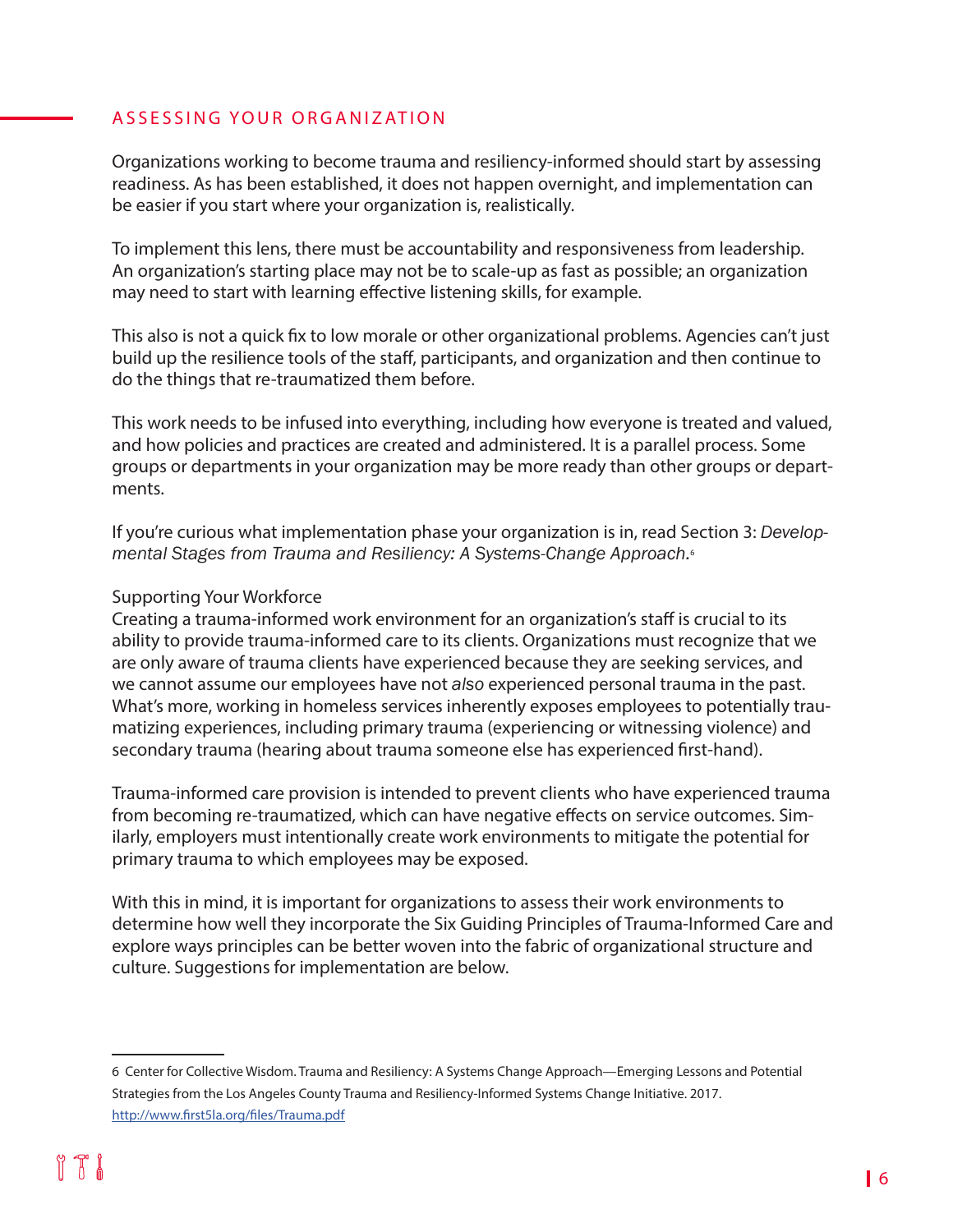## ASSESSING YOUR ORGANIZATION

Organizations working to become trauma and resiliency-informed should start by assessing readiness. As has been established, it does not happen overnight, and implementation can be easier if you start where your organization is, realistically.

To implement this lens, there must be accountability and responsiveness from leadership. An organization's starting place may not be to scale-up as fast as possible; an organization may need to start with learning effective listening skills, for example.

This also is not a quick fix to low morale or other organizational problems. Agencies can't just build up the resilience tools of the staff, participants, and organization and then continue to do the things that re-traumatized them before.

This work needs to be infused into everything, including how everyone is treated and valued, and how policies and practices are created and administered. It is a parallel process. Some groups or departments in your organization may be more ready than other groups or departments.

If you're curious what implementation phase your organization is in, read Section 3: *Developmental Stages from Trauma and Resiliency: A Systems-Change Approach*.[6]

### Supporting Your Workforce

Creating a trauma-informed work environment for an organization's staff is crucial to its ability to provide trauma-informed care to its clients. Organizations must recognize that we are only aware of trauma clients have experienced because they are seeking services, and we cannot assume our employees have not *also* experienced personal trauma in the past. What's more, working in homeless services inherently exposes employees to potentially traumatizing experiences, including primary trauma (experiencing or witnessing violence) and secondary trauma (hearing about trauma someone else has experienced first-hand).

Trauma-informed care provision is intended to prevent clients who have experienced trauma from becoming re-traumatized, which can have negative effects on service outcomes. Similarly, employers must intentionally create work environments to mitigate the potential for primary trauma to which employees may be exposed.

With this in mind, it is important for organizations to assess their work environments to determine how well they incorporate the Six Guiding Principles of Trauma-Informed Care and explore ways principles can be better woven into the fabric of organizational structure and culture. Suggestions for implementation are below.

---

6 Center for Collective Wisdom. Trauma and Resiliency: A Systems Change Approach—Emerging Lessons and Potential Strategies from the Los Angeles County Trauma and Resiliency-Informed Systems Change Initiative. 2017. http://www.first5la.org/files/Trauma.pdf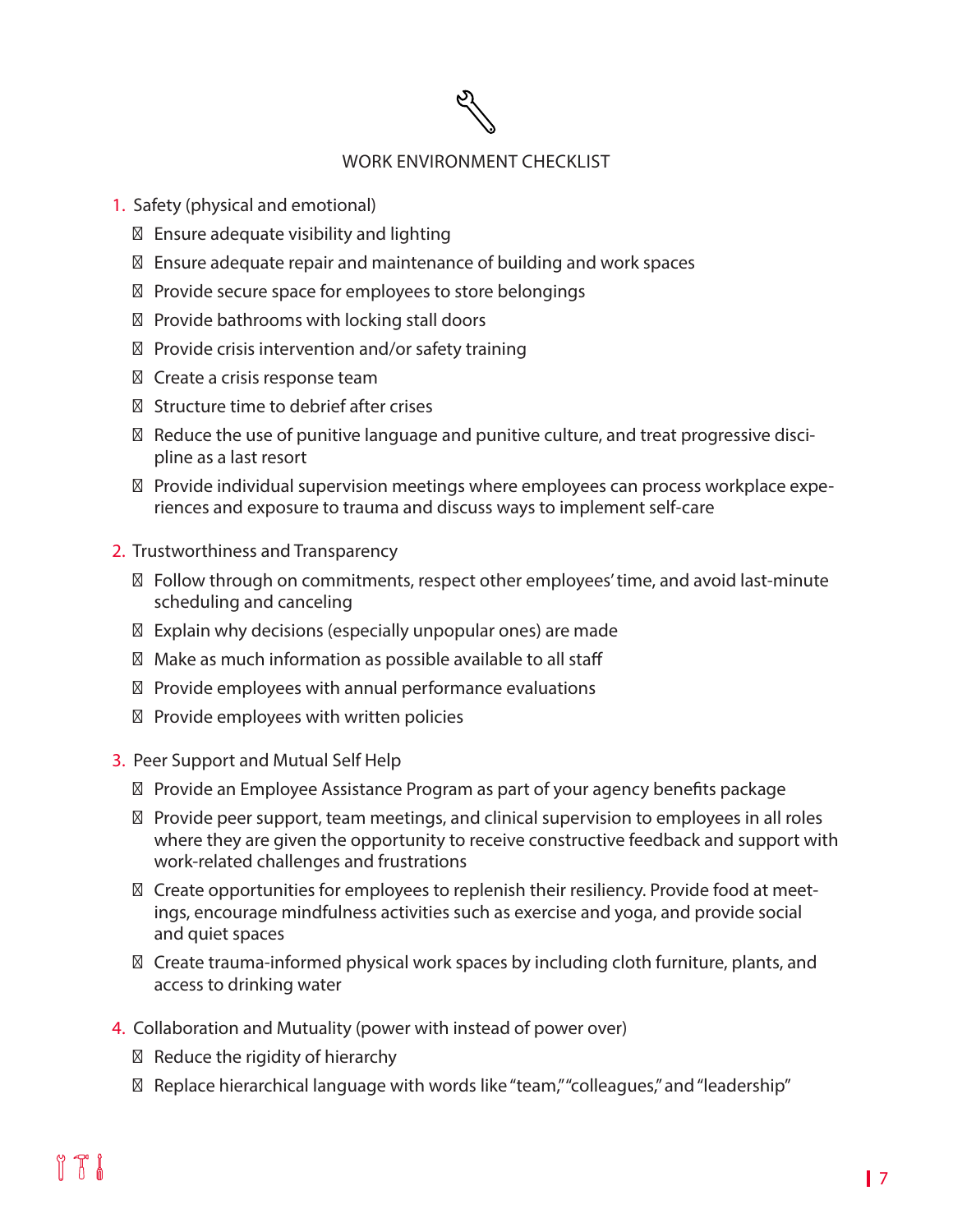## WORK ENVIRONMENT CHECKLIST

1. Safety (physical and emotional)
   - Ensure adequate visibility and lighting
   - Ensure adequate repair and maintenance of building and work spaces
   - Provide secure space for employees to store belongings
   - Provide bathrooms with locking stall doors
   - Provide crisis intervention and/or safety training
   - Create a crisis response team
   - Structure time to debrief after crises
   - Reduce the use of punitive language and punitive culture, and treat progressive discipline as a last resort
   - Provide individual supervision meetings where employees can process workplace experiences and exposure to trauma and discuss ways to implement self-care
2. Trustworthiness and Transparency
   - Follow through on commitments, respect other employees' time, and avoid last-minute scheduling and canceling
   - Explain why decisions (especially unpopular ones) are made
   - Make as much information as possible available to all staff
   - Provide employees with annual performance evaluations
   - Provide employees with written policies
3. Peer Support and Mutual Self Help
   - Provide an Employee Assistance Program as part of your agency benefits package
   - Provide peer support, team meetings, and clinical supervision to employees in all roles where they are given the opportunity to receive constructive feedback and support with work-related challenges and frustrations
   - Create opportunities for employees to replenish their resiliency. Provide food at meetings, encourage mindfulness activities such as exercise and yoga, and provide social and quiet spaces
   - Create trauma-informed physical work spaces by including cloth furniture, plants, and access to drinking water
4. Collaboration and Mutuality (power with instead of power over)
   - Reduce the rigidity of hierarchy
   - Replace hierarchical language with words like "team," "colleagues," and "leadership"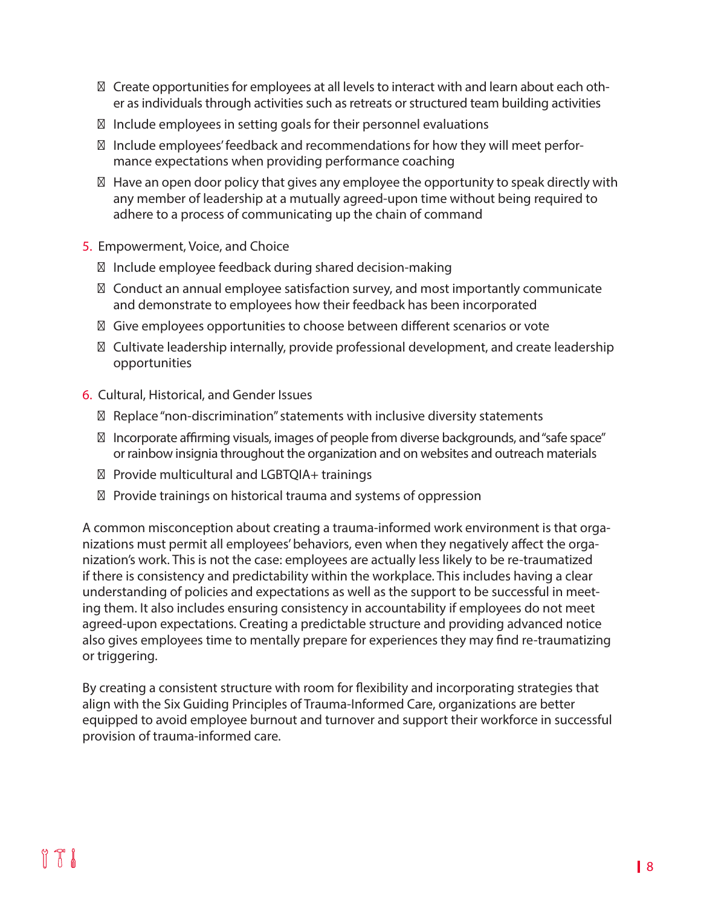- Create opportunities for employees at all levels to interact with and learn about each other as individuals through activities such as retreats or structured team building activities
- Include employees in setting goals for their personnel evaluations
- Include employees' feedback and recommendations for how they will meet performance expectations when providing performance coaching
- Have an open door policy that gives any employee the opportunity to speak directly with any member of leadership at a mutually agreed-upon time without being required to adhere to a process of communicating up the chain of command

5. Empowerment, Voice, and Choice
   - Include employee feedback during shared decision-making
   - Conduct an annual employee satisfaction survey, and most importantly communicate and demonstrate to employees how their feedback has been incorporated
   - Give employees opportunities to choose between different scenarios or vote
   - Cultivate leadership internally, provide professional development, and create leadership opportunities

6. Cultural, Historical, and Gender Issues
   - Replace "non-discrimination" statements with inclusive diversity statements
   - Incorporate affirming visuals, images of people from diverse backgrounds, and "safe space" or rainbow insignia throughout the organization and on websites and outreach materials
   - Provide multicultural and LGBTQIA+ trainings
   - Provide trainings on historical trauma and systems of oppression

A common misconception about creating a trauma-informed work environment is that organizations must permit all employees' behaviors, even when they negatively affect the organization's work. This is not the case: employees are actually less likely to be re-traumatized if there is consistency and predictability within the workplace. This includes having a clear understanding of policies and expectations as well as the support to be successful in meeting them. It also includes ensuring consistency in accountability if employees do not meet agreed-upon expectations. Creating a predictable structure and providing advanced notice also gives employees time to mentally prepare for experiences they may find re-traumatizing or triggering.

By creating a consistent structure with room for flexibility and incorporating strategies that align with the Six Guiding Principles of Trauma-Informed Care, organizations are better equipped to avoid employee burnout and turnover and support their workforce in successful provision of trauma-informed care.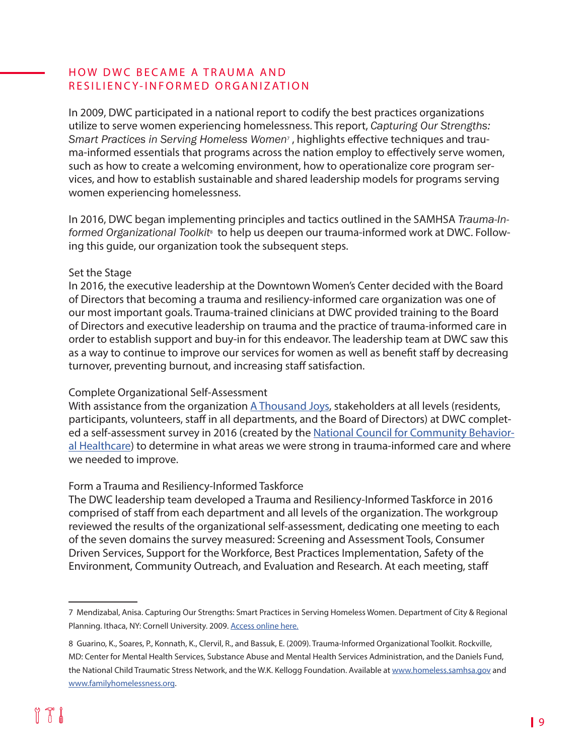## HOW DWC BECAME A TRAUMA AND RESILIENCY-INFORMED ORGANIZATION

In 2009, DWC participated in a national report to codify the best practices organizations utilize to serve women experiencing homelessness. This report, *Capturing Our Strengths: Smart Practices in Serving Homeless Women*[7], highlights effective techniques and trauma-informed essentials that programs across the nation employ to effectively serve women, such as how to create a welcoming environment, how to operationalize core program services, and how to establish sustainable and shared leadership models for programs serving women experiencing homelessness.

In 2016, DWC began implementing principles and tactics outlined in the SAMHSA *Trauma-Informed Organizational Toolkit*[8] to help us deepen our trauma-informed work at DWC. Following this guide, our organization took the subsequent steps.

### Set the Stage

In 2016, the executive leadership at the Downtown Women's Center decided with the Board of Directors that becoming a trauma and resiliency-informed care organization was one of our most important goals. Trauma-trained clinicians at DWC provided training to the Board of Directors and executive leadership on trauma and the practice of trauma-informed care in order to establish support and buy-in for this endeavor. The leadership team at DWC saw this as a way to continue to improve our services for women as well as benefit staff by decreasing turnover, preventing burnout, and increasing staff satisfaction.

### Complete Organizational Self-Assessment

With assistance from the organization A Thousand Joys, stakeholders at all levels (residents, participants, volunteers, staff in all departments, and the Board of Directors) at DWC completed a self-assessment survey in 2016 (created by the National Council for Community Behavioral Healthcare) to determine in what areas we were strong in trauma-informed care and where we needed to improve.

### Form a Trauma and Resiliency-Informed Taskforce

The DWC leadership team developed a Trauma and Resiliency-Informed Taskforce in 2016 comprised of staff from each department and all levels of the organization. The workgroup reviewed the results of the organizational self-assessment, dedicating one meeting to each of the seven domains the survey measured: Screening and Assessment Tools, Consumer Driven Services, Support for the Workforce, Best Practices Implementation, Safety of the Environment, Community Outreach, and Evaluation and Research. At each meeting, staff

---

7 Mendizabal, Anisa. Capturing Our Strengths: Smart Practices in Serving Homeless Women. Department of City & Regional Planning. Ithaca, NY: Cornell University. 2009. Access online here.

8 Guarino, K., Soares, P., Konnath, K., Clervil, R., and Bassuk, E. (2009). Trauma-Informed Organizational Toolkit. Rockville, MD: Center for Mental Health Services, Substance Abuse and Mental Health Services Administration, and the Daniels Fund, the National Child Traumatic Stress Network, and the W.K. Kellogg Foundation. Available at www.homeless.samhsa.gov and www.familyhomelessness.org.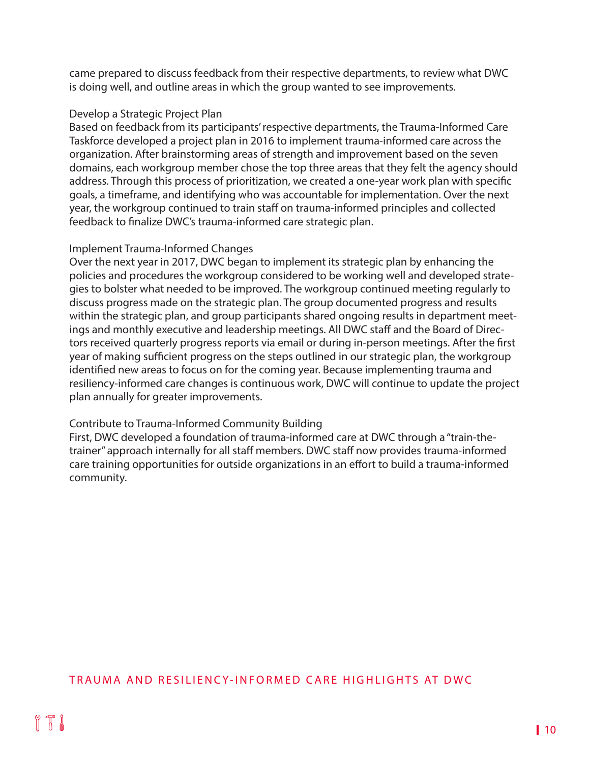came prepared to discuss feedback from their respective departments, to review what DWC is doing well, and outline areas in which the group wanted to see improvements.

### Develop a Strategic Project Plan

Based on feedback from its participants' respective departments, the Trauma-Informed Care Taskforce developed a project plan in 2016 to implement trauma-informed care across the organization. After brainstorming areas of strength and improvement based on the seven domains, each workgroup member chose the top three areas that they felt the agency should address. Through this process of prioritization, we created a one-year work plan with specific goals, a timeframe, and identifying who was accountable for implementation. Over the next year, the workgroup continued to train staff on trauma-informed principles and collected feedback to finalize DWC's trauma-informed care strategic plan.

### Implement Trauma-Informed Changes

Over the next year in 2017, DWC began to implement its strategic plan by enhancing the policies and procedures the workgroup considered to be working well and developed strategies to bolster what needed to be improved. The workgroup continued meeting regularly to discuss progress made on the strategic plan. The group documented progress and results within the strategic plan, and group participants shared ongoing results in department meetings and monthly executive and leadership meetings. All DWC staff and the Board of Directors received quarterly progress reports via email or during in-person meetings. After the first year of making sufficient progress on the steps outlined in our strategic plan, the workgroup identified new areas to focus on for the coming year. Because implementing trauma and resiliency-informed care changes is continuous work, DWC will continue to update the project plan annually for greater improvements.

### Contribute to Trauma-Informed Community Building

First, DWC developed a foundation of trauma-informed care at DWC through a "train-the-trainer" approach internally for all staff members. DWC staff now provides trauma-informed care training opportunities for outside organizations in an effort to build a trauma-informed community.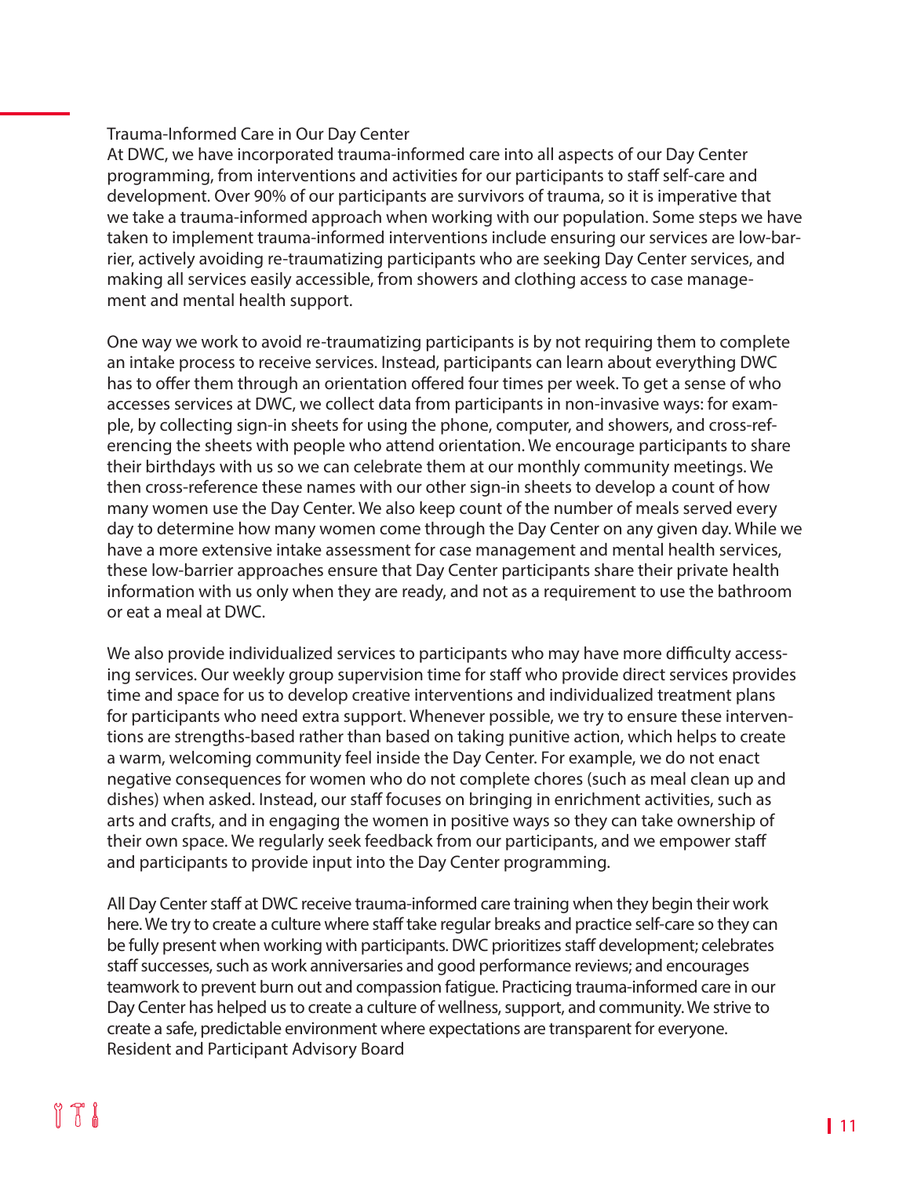## Trauma-Informed Care in Our Day Center

At DWC, we have incorporated trauma-informed care into all aspects of our Day Center programming, from interventions and activities for our participants to staff self-care and development. Over 90% of our participants are survivors of trauma, so it is imperative that we take a trauma-informed approach when working with our population. Some steps we have taken to implement trauma-informed interventions include ensuring our services are low-barrier, actively avoiding re-traumatizing participants who are seeking Day Center services, and making all services easily accessible, from showers and clothing access to case management and mental health support.

One way we work to avoid re-traumatizing participants is by not requiring them to complete an intake process to receive services. Instead, participants can learn about everything DWC has to offer them through an orientation offered four times per week. To get a sense of who accesses services at DWC, we collect data from participants in non-invasive ways: for example, by collecting sign-in sheets for using the phone, computer, and showers, and cross-referencing the sheets with people who attend orientation. We encourage participants to share their birthdays with us so we can celebrate them at our monthly community meetings. We then cross-reference these names with our other sign-in sheets to develop a count of how many women use the Day Center. We also keep count of the number of meals served every day to determine how many women come through the Day Center on any given day. While we have a more extensive intake assessment for case management and mental health services, these low-barrier approaches ensure that Day Center participants share their private health information with us only when they are ready, and not as a requirement to use the bathroom or eat a meal at DWC.

We also provide individualized services to participants who may have more difficulty accessing services. Our weekly group supervision time for staff who provide direct services provides time and space for us to develop creative interventions and individualized treatment plans for participants who need extra support. Whenever possible, we try to ensure these interventions are strengths-based rather than based on taking punitive action, which helps to create a warm, welcoming community feel inside the Day Center. For example, we do not enact negative consequences for women who do not complete chores (such as meal clean up and dishes) when asked. Instead, our staff focuses on bringing in enrichment activities, such as arts and crafts, and in engaging the women in positive ways so they can take ownership of their own space. We regularly seek feedback from our participants, and we empower staff and participants to provide input into the Day Center programming.

All Day Center staff at DWC receive trauma-informed care training when they begin their work here. We try to create a culture where staff take regular breaks and practice self-care so they can be fully present when working with participants. DWC prioritizes staff development; celebrates staff successes, such as work anniversaries and good performance reviews; and encourages teamwork to prevent burn out and compassion fatigue. Practicing trauma-informed care in our Day Center has helped us to create a culture of wellness, support, and community. We strive to create a safe, predictable environment where expectations are transparent for everyone.

## Resident and Participant Advisory Board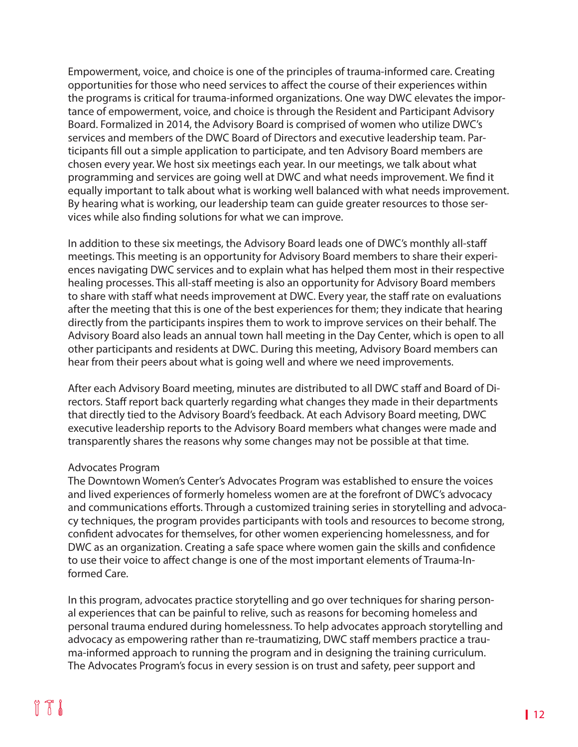Empowerment, voice, and choice is one of the principles of trauma-informed care. Creating opportunities for those who need services to affect the course of their experiences within the programs is critical for trauma-informed organizations. One way DWC elevates the importance of empowerment, voice, and choice is through the Resident and Participant Advisory Board. Formalized in 2014, the Advisory Board is comprised of women who utilize DWC's services and members of the DWC Board of Directors and executive leadership team. Participants fill out a simple application to participate, and ten Advisory Board members are chosen every year. We host six meetings each year. In our meetings, we talk about what programming and services are going well at DWC and what needs improvement. We find it equally important to talk about what is working well balanced with what needs improvement. By hearing what is working, our leadership team can guide greater resources to those services while also finding solutions for what we can improve.

In addition to these six meetings, the Advisory Board leads one of DWC's monthly all-staff meetings. This meeting is an opportunity for Advisory Board members to share their experiences navigating DWC services and to explain what has helped them most in their respective healing processes. This all-staff meeting is also an opportunity for Advisory Board members to share with staff what needs improvement at DWC. Every year, the staff rate on evaluations after the meeting that this is one of the best experiences for them; they indicate that hearing directly from the participants inspires them to work to improve services on their behalf. The Advisory Board also leads an annual town hall meeting in the Day Center, which is open to all other participants and residents at DWC. During this meeting, Advisory Board members can hear from their peers about what is going well and where we need improvements.

After each Advisory Board meeting, minutes are distributed to all DWC staff and Board of Directors. Staff report back quarterly regarding what changes they made in their departments that directly tied to the Advisory Board's feedback. At each Advisory Board meeting, DWC executive leadership reports to the Advisory Board members what changes were made and transparently shares the reasons why some changes may not be possible at that time.

Advocates Program

The Downtown Women's Center's Advocates Program was established to ensure the voices and lived experiences of formerly homeless women are at the forefront of DWC's advocacy and communications efforts. Through a customized training series in storytelling and advocacy techniques, the program provides participants with tools and resources to become strong, confident advocates for themselves, for other women experiencing homelessness, and for DWC as an organization. Creating a safe space where women gain the skills and confidence to use their voice to affect change is one of the most important elements of Trauma-Informed Care.

In this program, advocates practice storytelling and go over techniques for sharing personal experiences that can be painful to relive, such as reasons for becoming homeless and personal trauma endured during homelessness. To help advocates approach storytelling and advocacy as empowering rather than re-traumatizing, DWC staff members practice a trauma-informed approach to running the program and in designing the training curriculum. The Advocates Program's focus in every session is on trust and safety, peer support and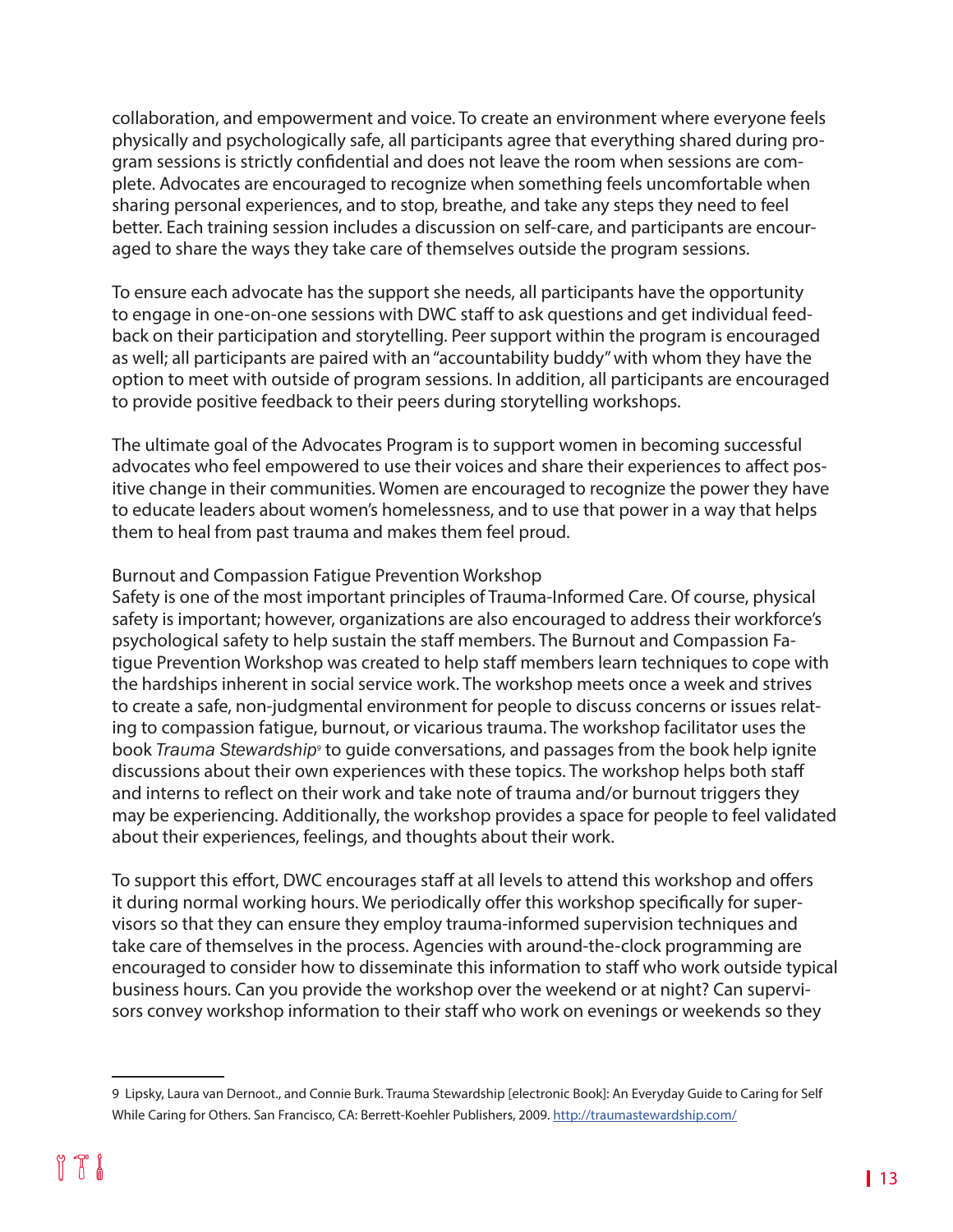collaboration, and empowerment and voice. To create an environment where everyone feels physically and psychologically safe, all participants agree that everything shared during program sessions is strictly confidential and does not leave the room when sessions are complete. Advocates are encouraged to recognize when something feels uncomfortable when sharing personal experiences, and to stop, breathe, and take any steps they need to feel better. Each training session includes a discussion on self-care, and participants are encouraged to share the ways they take care of themselves outside the program sessions.

To ensure each advocate has the support she needs, all participants have the opportunity to engage in one-on-one sessions with DWC staff to ask questions and get individual feedback on their participation and storytelling. Peer support within the program is encouraged as well; all participants are paired with an "accountability buddy" with whom they have the option to meet with outside of program sessions. In addition, all participants are encouraged to provide positive feedback to their peers during storytelling workshops.

The ultimate goal of the Advocates Program is to support women in becoming successful advocates who feel empowered to use their voices and share their experiences to affect positive change in their communities. Women are encouraged to recognize the power they have to educate leaders about women's homelessness, and to use that power in a way that helps them to heal from past trauma and makes them feel proud.

### Burnout and Compassion Fatigue Prevention Workshop

Safety is one of the most important principles of Trauma-Informed Care. Of course, physical safety is important; however, organizations are also encouraged to address their workforce's psychological safety to help sustain the staff members. The Burnout and Compassion Fatigue Prevention Workshop was created to help staff members learn techniques to cope with the hardships inherent in social service work. The workshop meets once a week and strives to create a safe, non-judgmental environment for people to discuss concerns or issues relating to compassion fatigue, burnout, or vicarious trauma. The workshop facilitator uses the book *Trauma Stewardship*[9] to guide conversations, and passages from the book help ignite discussions about their own experiences with these topics. The workshop helps both staff and interns to reflect on their work and take note of trauma and/or burnout triggers they may be experiencing. Additionally, the workshop provides a space for people to feel validated about their experiences, feelings, and thoughts about their work.

To support this effort, DWC encourages staff at all levels to attend this workshop and offers it during normal working hours. We periodically offer this workshop specifically for supervisors so that they can ensure they employ trauma-informed supervision techniques and take care of themselves in the process. Agencies with around-the-clock programming are encouraged to consider how to disseminate this information to staff who work outside typical business hours. Can you provide the workshop over the weekend or at night? Can supervisors convey workshop information to their staff who work on evenings or weekends so they

---

9 Lipsky, Laura van Dernoot., and Connie Burk. Trauma Stewardship [electronic Book]: An Everyday Guide to Caring for Self While Caring for Others. San Francisco, CA: Berrett-Koehler Publishers, 2009. http://traumastewardship.com/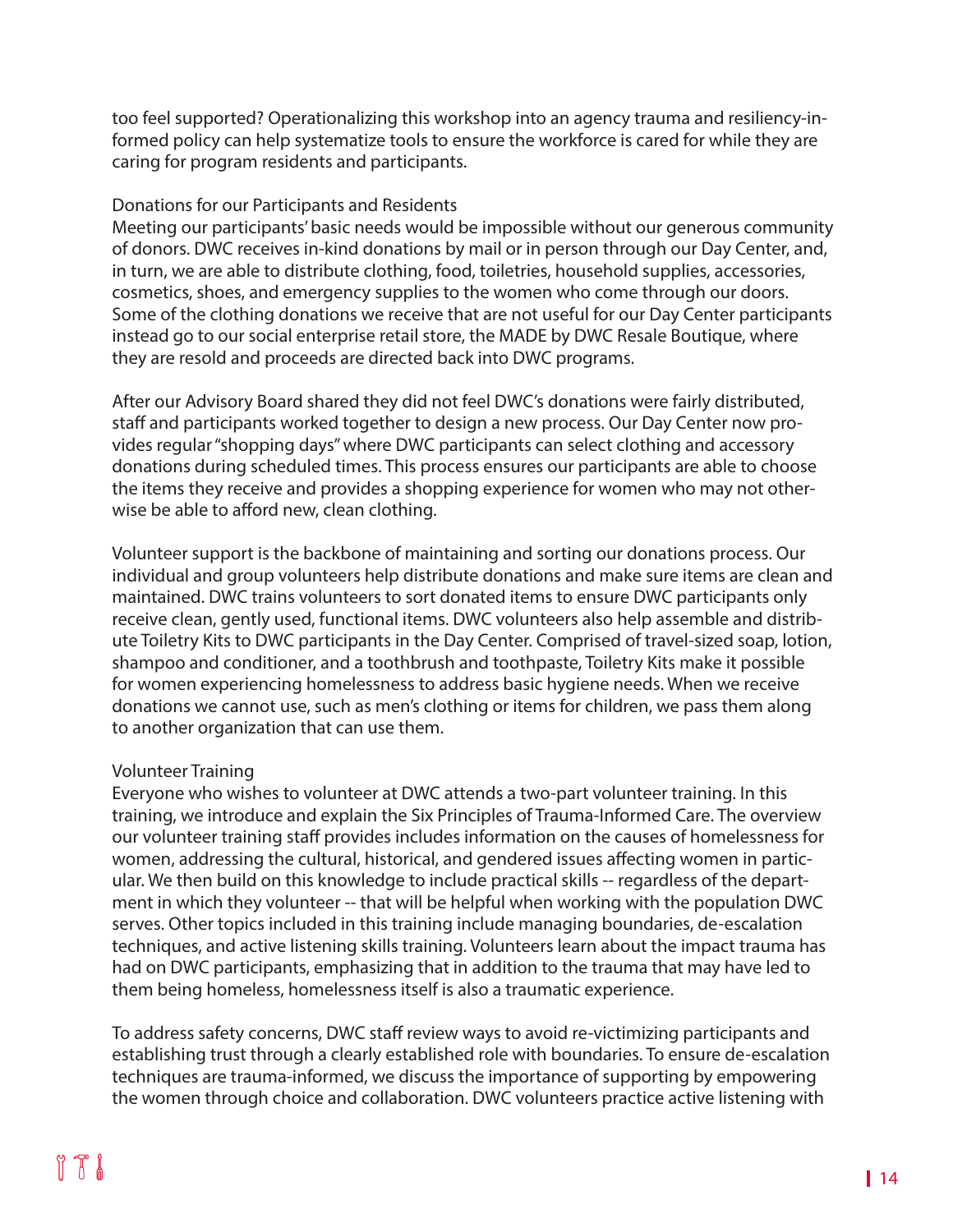too feel supported? Operationalizing this workshop into an agency trauma and resiliency-informed policy can help systematize tools to ensure the workforce is cared for while they are caring for program residents and participants.

### Donations for our Participants and Residents

Meeting our participants' basic needs would be impossible without our generous community of donors. DWC receives in-kind donations by mail or in person through our Day Center, and, in turn, we are able to distribute clothing, food, toiletries, household supplies, accessories, cosmetics, shoes, and emergency supplies to the women who come through our doors. Some of the clothing donations we receive that are not useful for our Day Center participants instead go to our social enterprise retail store, the MADE by DWC Resale Boutique, where they are resold and proceeds are directed back into DWC programs.

After our Advisory Board shared they did not feel DWC's donations were fairly distributed, staff and participants worked together to design a new process. Our Day Center now provides regular "shopping days" where DWC participants can select clothing and accessory donations during scheduled times. This process ensures our participants are able to choose the items they receive and provides a shopping experience for women who may not otherwise be able to afford new, clean clothing.

Volunteer support is the backbone of maintaining and sorting our donations process. Our individual and group volunteers help distribute donations and make sure items are clean and maintained. DWC trains volunteers to sort donated items to ensure DWC participants only receive clean, gently used, functional items. DWC volunteers also help assemble and distribute Toiletry Kits to DWC participants in the Day Center. Comprised of travel-sized soap, lotion, shampoo and conditioner, and a toothbrush and toothpaste, Toiletry Kits make it possible for women experiencing homelessness to address basic hygiene needs. When we receive donations we cannot use, such as men's clothing or items for children, we pass them along to another organization that can use them.

### Volunteer Training

Everyone who wishes to volunteer at DWC attends a two-part volunteer training. In this training, we introduce and explain the Six Principles of Trauma-Informed Care. The overview our volunteer training staff provides includes information on the causes of homelessness for women, addressing the cultural, historical, and gendered issues affecting women in particular. We then build on this knowledge to include practical skills -- regardless of the department in which they volunteer -- that will be helpful when working with the population DWC serves. Other topics included in this training include managing boundaries, de-escalation techniques, and active listening skills training. Volunteers learn about the impact trauma has had on DWC participants, emphasizing that in addition to the trauma that may have led to them being homeless, homelessness itself is also a traumatic experience.

To address safety concerns, DWC staff review ways to avoid re-victimizing participants and establishing trust through a clearly established role with boundaries. To ensure de-escalation techniques are trauma-informed, we discuss the importance of supporting by empowering the women through choice and collaboration. DWC volunteers practice active listening with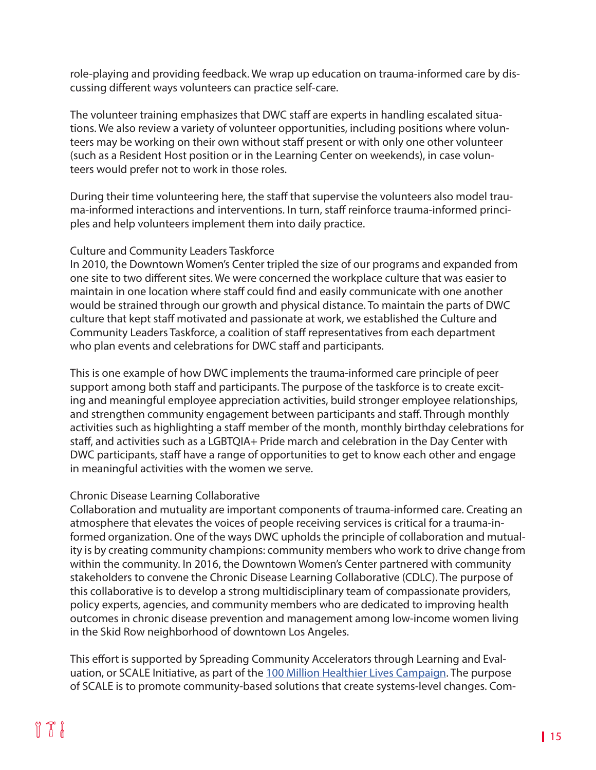role-playing and providing feedback. We wrap up education on trauma-informed care by discussing different ways volunteers can practice self-care.

The volunteer training emphasizes that DWC staff are experts in handling escalated situations. We also review a variety of volunteer opportunities, including positions where volunteers may be working on their own without staff present or with only one other volunteer (such as a Resident Host position or in the Learning Center on weekends), in case volunteers would prefer not to work in those roles.

During their time volunteering here, the staff that supervise the volunteers also model trauma-informed interactions and interventions. In turn, staff reinforce trauma-informed principles and help volunteers implement them into daily practice.

### Culture and Community Leaders Taskforce

In 2010, the Downtown Women's Center tripled the size of our programs and expanded from one site to two different sites. We were concerned the workplace culture that was easier to maintain in one location where staff could find and easily communicate with one another would be strained through our growth and physical distance. To maintain the parts of DWC culture that kept staff motivated and passionate at work, we established the Culture and Community Leaders Taskforce, a coalition of staff representatives from each department who plan events and celebrations for DWC staff and participants.

This is one example of how DWC implements the trauma-informed care principle of peer support among both staff and participants. The purpose of the taskforce is to create exciting and meaningful employee appreciation activities, build stronger employee relationships, and strengthen community engagement between participants and staff. Through monthly activities such as highlighting a staff member of the month, monthly birthday celebrations for staff, and activities such as a LGBTQIA+ Pride march and celebration in the Day Center with DWC participants, staff have a range of opportunities to get to know each other and engage in meaningful activities with the women we serve.

### Chronic Disease Learning Collaborative

Collaboration and mutuality are important components of trauma-informed care. Creating an atmosphere that elevates the voices of people receiving services is critical for a trauma-informed organization. One of the ways DWC upholds the principle of collaboration and mutuality is by creating community champions: community members who work to drive change from within the community. In 2016, the Downtown Women's Center partnered with community stakeholders to convene the Chronic Disease Learning Collaborative (CDLC). The purpose of this collaborative is to develop a strong multidisciplinary team of compassionate providers, policy experts, agencies, and community members who are dedicated to improving health outcomes in chronic disease prevention and management among low-income women living in the Skid Row neighborhood of downtown Los Angeles.

This effort is supported by Spreading Community Accelerators through Learning and Evaluation, or SCALE Initiative, as part of the 100 Million Healthier Lives Campaign. The purpose of SCALE is to promote community-based solutions that create systems-level changes. Com-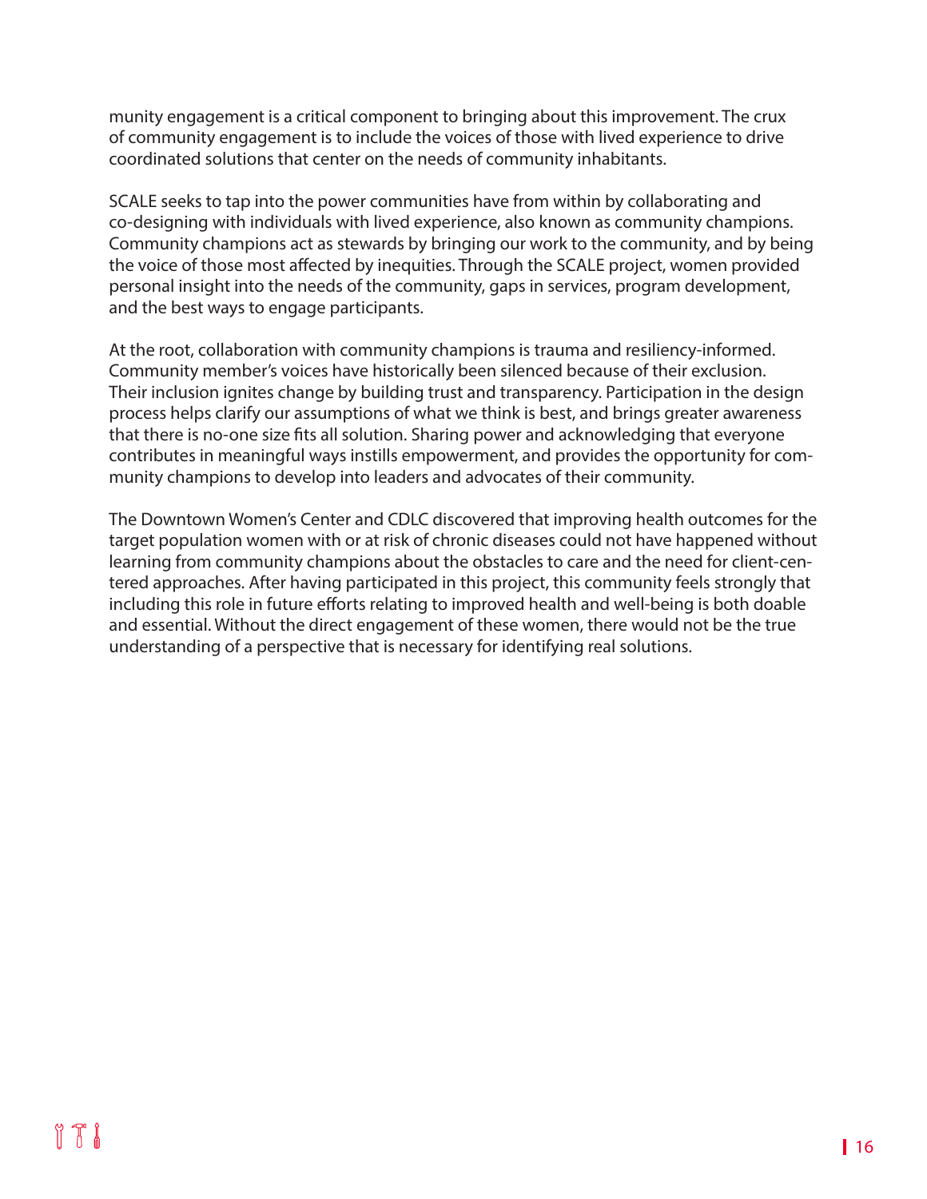munity engagement is a critical component to bringing about this improvement. The crux of community engagement is to include the voices of those with lived experience to drive coordinated solutions that center on the needs of community inhabitants.

SCALE seeks to tap into the power communities have from within by collaborating and co-designing with individuals with lived experience, also known as community champions. Community champions act as stewards by bringing our work to the community, and by being the voice of those most affected by inequities. Through the SCALE project, women provided personal insight into the needs of the community, gaps in services, program development, and the best ways to engage participants.

At the root, collaboration with community champions is trauma and resiliency-informed. Community member's voices have historically been silenced because of their exclusion. Their inclusion ignites change by building trust and transparency. Participation in the design process helps clarify our assumptions of what we think is best, and brings greater awareness that there is no-one size fits all solution. Sharing power and acknowledging that everyone contributes in meaningful ways instills empowerment, and provides the opportunity for community champions to develop into leaders and advocates of their community.

The Downtown Women's Center and CDLC discovered that improving health outcomes for the target population women with or at risk of chronic diseases could not have happened without learning from community champions about the obstacles to care and the need for client-centered approaches. After having participated in this project, this community feels strongly that including this role in future efforts relating to improved health and well-being is both doable and essential. Without the direct engagement of these women, there would not be the true understanding of a perspective that is necessary for identifying real solutions.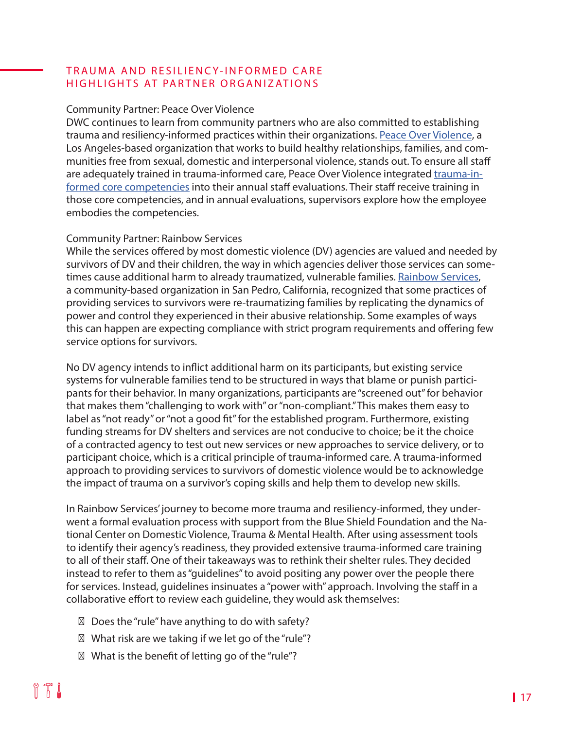## TRAUMA AND RESILIENCY-INFORMED CARE HIGHLIGHTS AT PARTNER ORGANIZATIONS

Community Partner: Peace Over Violence

DWC continues to learn from community partners who are also committed to establishing trauma and resiliency-informed practices within their organizations. Peace Over Violence, a Los Angeles-based organization that works to build healthy relationships, families, and communities free from sexual, domestic and interpersonal violence, stands out. To ensure all staff are adequately trained in trauma-informed care, Peace Over Violence integrated trauma-informed core competencies into their annual staff evaluations. Their staff receive training in those core competencies, and in annual evaluations, supervisors explore how the employee embodies the competencies.

Community Partner: Rainbow Services

While the services offered by most domestic violence (DV) agencies are valued and needed by survivors of DV and their children, the way in which agencies deliver those services can sometimes cause additional harm to already traumatized, vulnerable families. Rainbow Services, a community-based organization in San Pedro, California, recognized that some practices of providing services to survivors were re-traumatizing families by replicating the dynamics of power and control they experienced in their abusive relationship. Some examples of ways this can happen are expecting compliance with strict program requirements and offering few service options for survivors.

No DV agency intends to inflict additional harm on its participants, but existing service systems for vulnerable families tend to be structured in ways that blame or punish participants for their behavior. In many organizations, participants are "screened out" for behavior that makes them "challenging to work with" or "non-compliant." This makes them easy to label as "not ready" or "not a good fit" for the established program. Furthermore, existing funding streams for DV shelters and services are not conducive to choice; be it the choice of a contracted agency to test out new services or new approaches to service delivery, or to participant choice, which is a critical principle of trauma-informed care. A trauma-informed approach to providing services to survivors of domestic violence would be to acknowledge the impact of trauma on a survivor's coping skills and help them to develop new skills.

In Rainbow Services' journey to become more trauma and resiliency-informed, they underwent a formal evaluation process with support from the Blue Shield Foundation and the National Center on Domestic Violence, Trauma & Mental Health. After using assessment tools to identify their agency's readiness, they provided extensive trauma-informed care training to all of their staff. One of their takeaways was to rethink their shelter rules. They decided instead to refer to them as "guidelines" to avoid positing any power over the people there for services. Instead, guidelines insinuates a "power with" approach. Involving the staff in a collaborative effort to review each guideline, they would ask themselves:

- Does the "rule" have anything to do with safety?
- What risk are we taking if we let go of the "rule"?
- What is the benefit of letting go of the "rule"?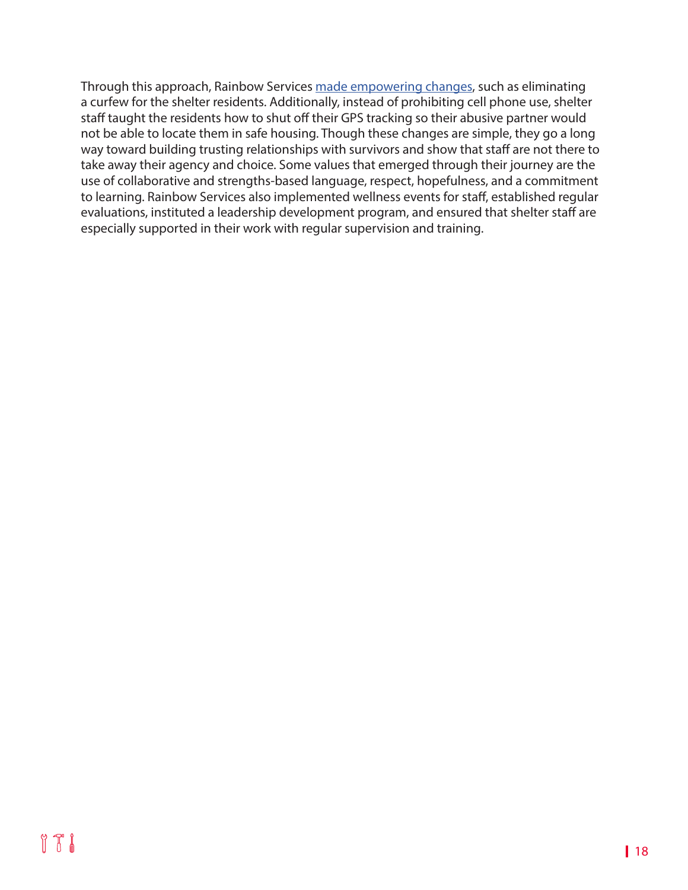Through this approach, Rainbow Services made empowering changes, such as eliminating a curfew for the shelter residents. Additionally, instead of prohibiting cell phone use, shelter staff taught the residents how to shut off their GPS tracking so their abusive partner would not be able to locate them in safe housing. Though these changes are simple, they go a long way toward building trusting relationships with survivors and show that staff are not there to take away their agency and choice. Some values that emerged through their journey are the use of collaborative and strengths-based language, respect, hopefulness, and a commitment to learning. Rainbow Services also implemented wellness events for staff, established regular evaluations, instituted a leadership development program, and ensured that shelter staff are especially supported in their work with regular supervision and training.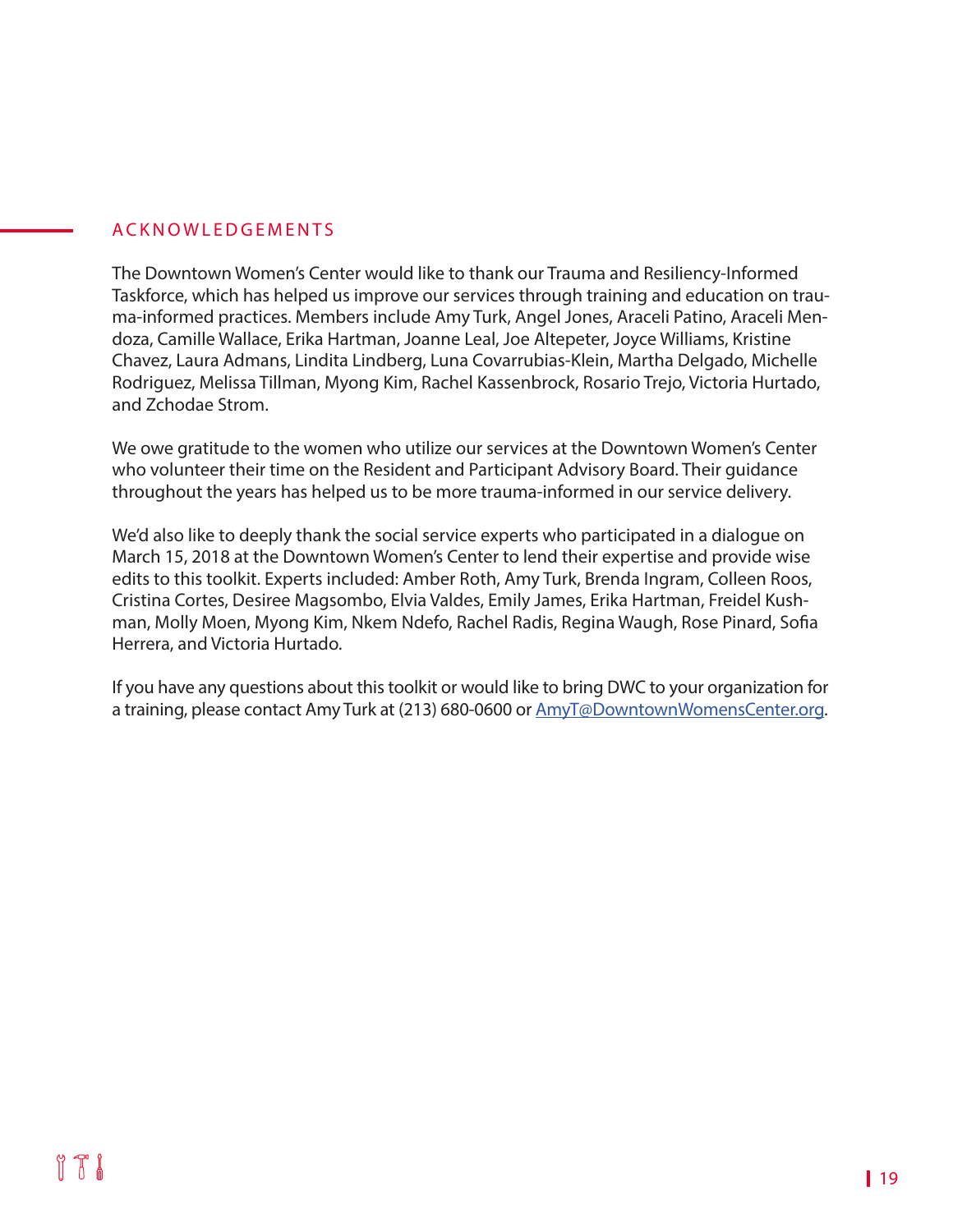## ACKNOWLEDGEMENTS

The Downtown Women's Center would like to thank our Trauma and Resiliency-Informed Taskforce, which has helped us improve our services through training and education on trauma-informed practices. Members include Amy Turk, Angel Jones, Araceli Patino, Araceli Mendoza, Camille Wallace, Erika Hartman, Joanne Leal, Joe Altepeter, Joyce Williams, Kristine Chavez, Laura Admans, Lindita Lindberg, Luna Covarrubias-Klein, Martha Delgado, Michelle Rodriguez, Melissa Tillman, Myong Kim, Rachel Kassenbrock, Rosario Trejo, Victoria Hurtado, and Zchodae Strom.

We owe gratitude to the women who utilize our services at the Downtown Women's Center who volunteer their time on the Resident and Participant Advisory Board. Their guidance throughout the years has helped us to be more trauma-informed in our service delivery.

We'd also like to deeply thank the social service experts who participated in a dialogue on March 15, 2018 at the Downtown Women's Center to lend their expertise and provide wise edits to this toolkit. Experts included: Amber Roth, Amy Turk, Brenda Ingram, Colleen Roos, Cristina Cortes, Desiree Magsombo, Elvia Valdes, Emily James, Erika Hartman, Freidel Kushman, Molly Moen, Myong Kim, Nkem Ndefo, Rachel Radis, Regina Waugh, Rose Pinard, Sofia Herrera, and Victoria Hurtado.

If you have any questions about this toolkit or would like to bring DWC to your organization for a training, please contact Amy Turk at (213) 680-0600 or AmyT@DowntownWomensCenter.org.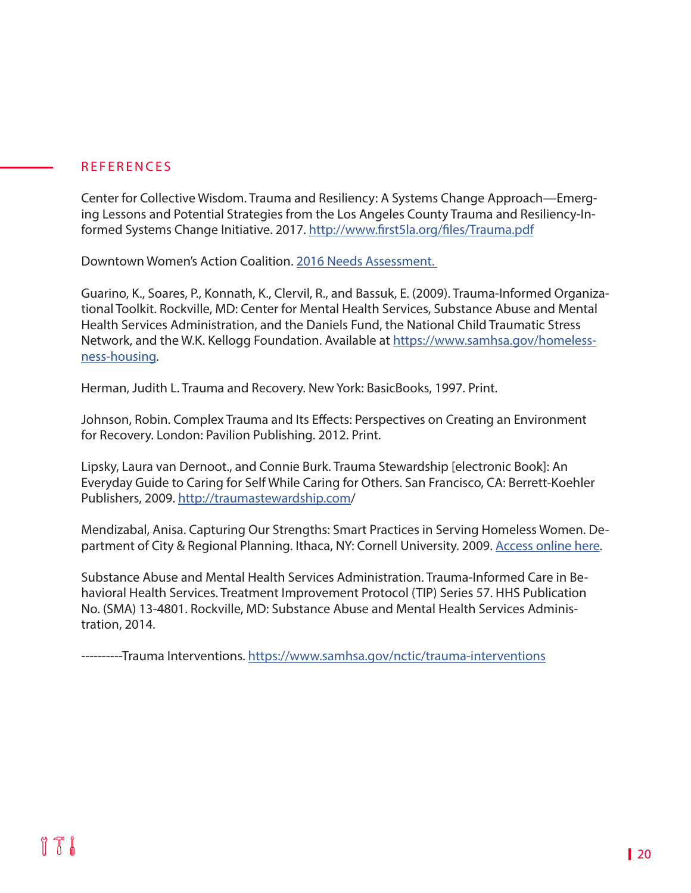## REFERENCES

Center for Collective Wisdom. Trauma and Resiliency: A Systems Change Approach—Emerging Lessons and Potential Strategies from the Los Angeles County Trauma and Resiliency-Informed Systems Change Initiative. 2017. [http://www.first5la.org/files/Trauma.pdf](http://www.first5la.org/files/Trauma.pdf)

Downtown Women's Action Coalition. 2016 Needs Assessment.

Guarino, K., Soares, P., Konnath, K., Clervil, R., and Bassuk, E. (2009). Trauma-Informed Organizational Toolkit. Rockville, MD: Center for Mental Health Services, Substance Abuse and Mental Health Services Administration, and the Daniels Fund, the National Child Traumatic Stress Network, and the W.K. Kellogg Foundation. Available at [https://www.samhsa.gov/homelessness-housing](https://www.samhsa.gov/homelessness-housing).

Herman, Judith L. Trauma and Recovery. New York: BasicBooks, 1997. Print.

Johnson, Robin. Complex Trauma and Its Effects: Perspectives on Creating an Environment for Recovery. London: Pavilion Publishing. 2012. Print.

Lipsky, Laura van Dernoot., and Connie Burk. Trauma Stewardship [electronic Book]: An Everyday Guide to Caring for Self While Caring for Others. San Francisco, CA: Berrett-Koehler Publishers, 2009. [http://traumastewardship.com/](http://traumastewardship.com/)

Mendizabal, Anisa. Capturing Our Strengths: Smart Practices in Serving Homeless Women. Department of City & Regional Planning. Ithaca, NY: Cornell University. 2009. Access online here.

Substance Abuse and Mental Health Services Administration. Trauma-Informed Care in Behavioral Health Services. Treatment Improvement Protocol (TIP) Series 57. HHS Publication No. (SMA) 13-4801. Rockville, MD: Substance Abuse and Mental Health Services Administration, 2014.

----------Trauma Interventions. [https://www.samhsa.gov/nctic/trauma-interventions](https://www.samhsa.gov/nctic/trauma-interventions)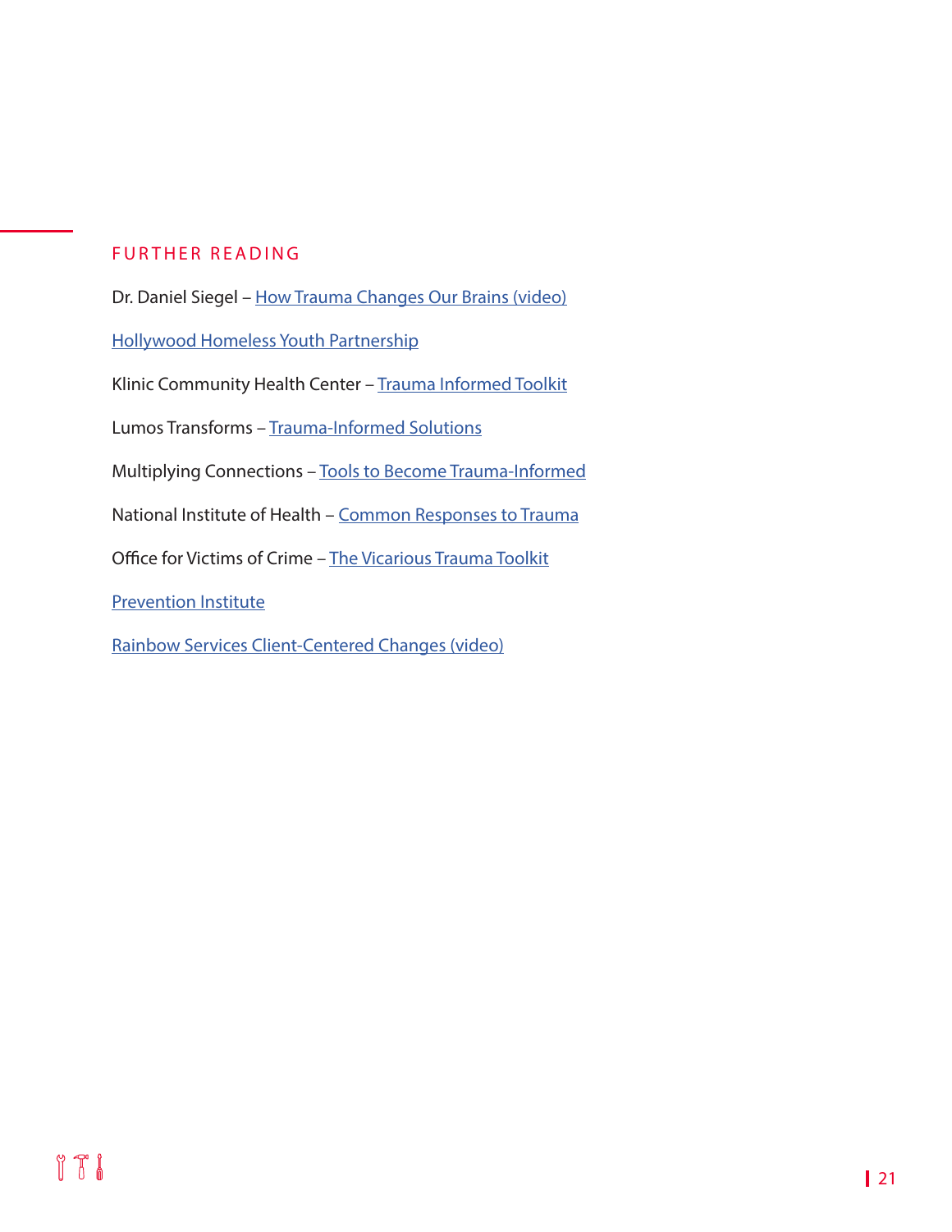## FURTHER READING

Dr. Daniel Siegel – How Trauma Changes Our Brains (video)

Hollywood Homeless Youth Partnership

Klinic Community Health Center – Trauma Informed Toolkit

Lumos Transforms – Trauma-Informed Solutions

Multiplying Connections – Tools to Become Trauma-Informed

National Institute of Health – Common Responses to Trauma

Office for Victims of Crime – The Vicarious Trauma Toolkit

Prevention Institute

Rainbow Services Client-Centered Changes (video)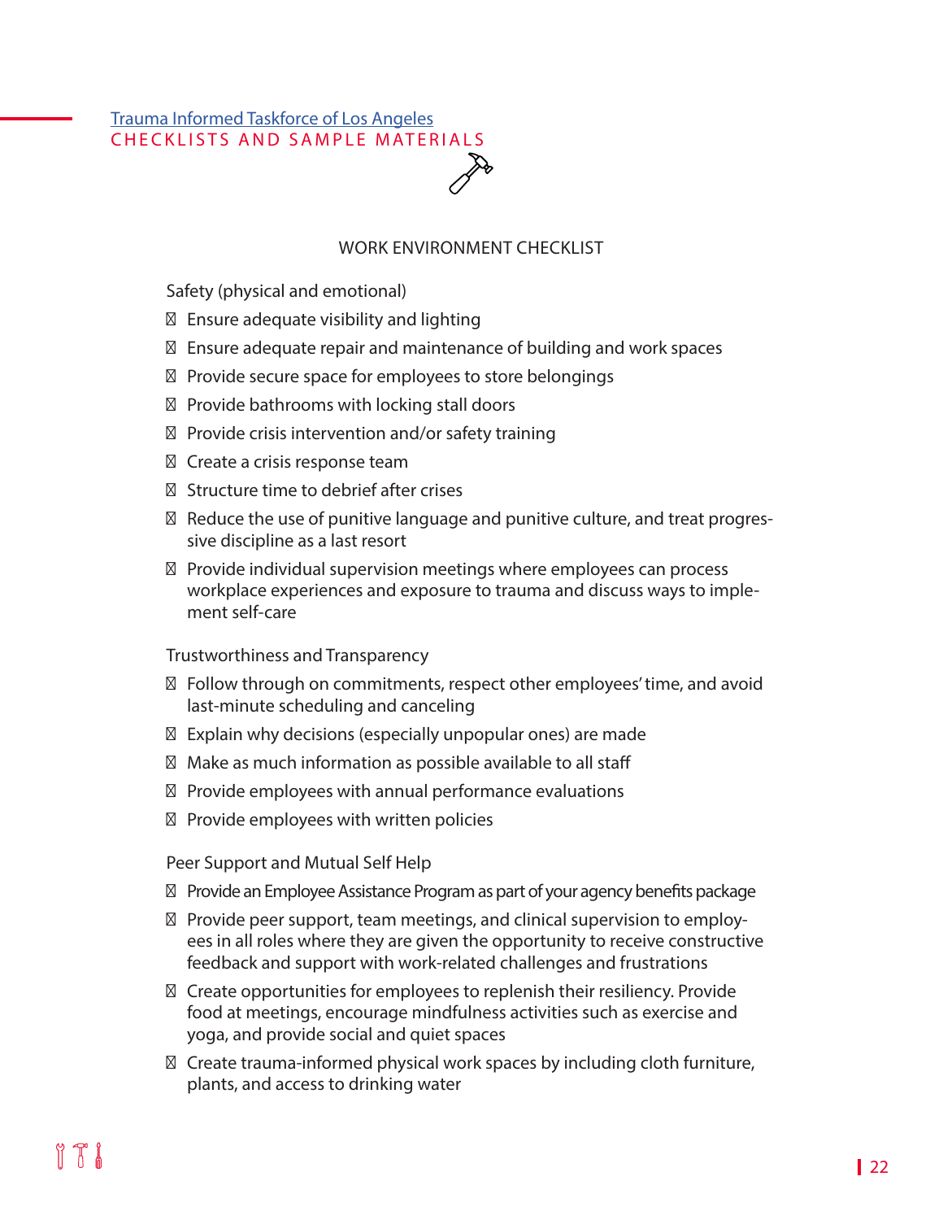[Trauma Informed Taskforce of Los Angeles](#)

CHECKLISTS AND SAMPLE MATERIALS

## WORK ENVIRONMENT CHECKLIST

Safety (physical and emotional)

- ☐ Ensure adequate visibility and lighting
- ☐ Ensure adequate repair and maintenance of building and work spaces
- ☐ Provide secure space for employees to store belongings
- ☐ Provide bathrooms with locking stall doors
- ☐ Provide crisis intervention and/or safety training
- ☐ Create a crisis response team
- ☐ Structure time to debrief after crises
- ☐ Reduce the use of punitive language and punitive culture, and treat progressive discipline as a last resort
- ☐ Provide individual supervision meetings where employees can process workplace experiences and exposure to trauma and discuss ways to implement self-care

Trustworthiness and Transparency

- ☐ Follow through on commitments, respect other employees' time, and avoid last-minute scheduling and canceling
- ☐ Explain why decisions (especially unpopular ones) are made
- ☐ Make as much information as possible available to all staff
- ☐ Provide employees with annual performance evaluations
- ☐ Provide employees with written policies

Peer Support and Mutual Self Help

- ☐ Provide an Employee Assistance Program as part of your agency benefits package
- ☐ Provide peer support, team meetings, and clinical supervision to employees in all roles where they are given the opportunity to receive constructive feedback and support with work-related challenges and frustrations
- ☐ Create opportunities for employees to replenish their resiliency. Provide food at meetings, encourage mindfulness activities such as exercise and yoga, and provide social and quiet spaces
- ☐ Create trauma-informed physical work spaces by including cloth furniture, plants, and access to drinking water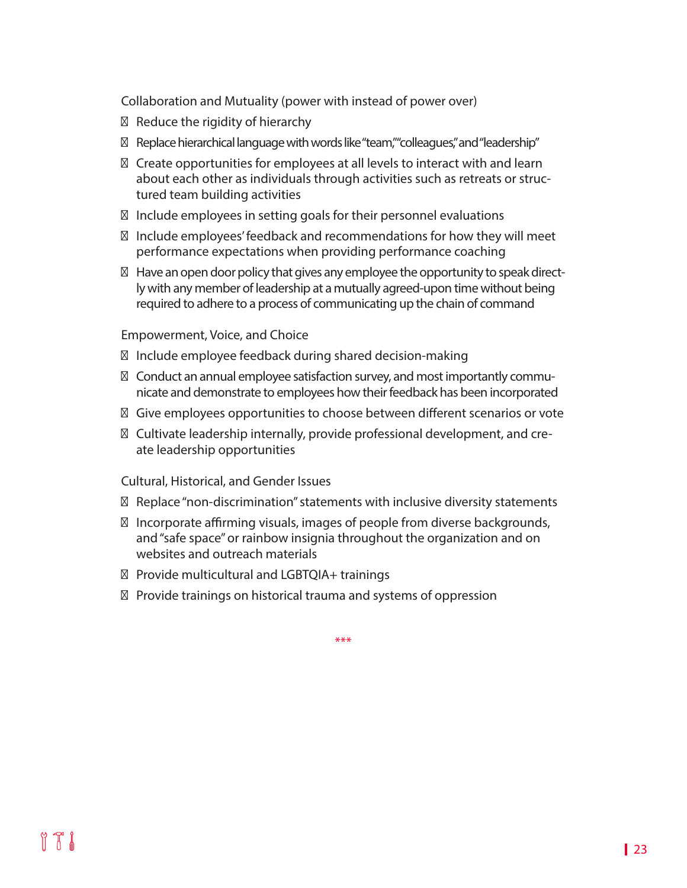Collaboration and Mutuality (power with instead of power over)

- Reduce the rigidity of hierarchy
- Replace hierarchical language with words like "team," "colleagues," and "leadership"
- Create opportunities for employees at all levels to interact with and learn about each other as individuals through activities such as retreats or structured team building activities
- Include employees in setting goals for their personnel evaluations
- Include employees' feedback and recommendations for how they will meet performance expectations when providing performance coaching
- Have an open door policy that gives any employee the opportunity to speak directly with any member of leadership at a mutually agreed-upon time without being required to adhere to a process of communicating up the chain of command

Empowerment, Voice, and Choice

- Include employee feedback during shared decision-making
- Conduct an annual employee satisfaction survey, and most importantly communicate and demonstrate to employees how their feedback has been incorporated
- Give employees opportunities to choose between different scenarios or vote
- Cultivate leadership internally, provide professional development, and create leadership opportunities

Cultural, Historical, and Gender Issues

- Replace "non-discrimination" statements with inclusive diversity statements
- Incorporate affirming visuals, images of people from diverse backgrounds, and "safe space" or rainbow insignia throughout the organization and on websites and outreach materials
- Provide multicultural and LGBTQIA+ trainings
- Provide trainings on historical trauma and systems of oppression

***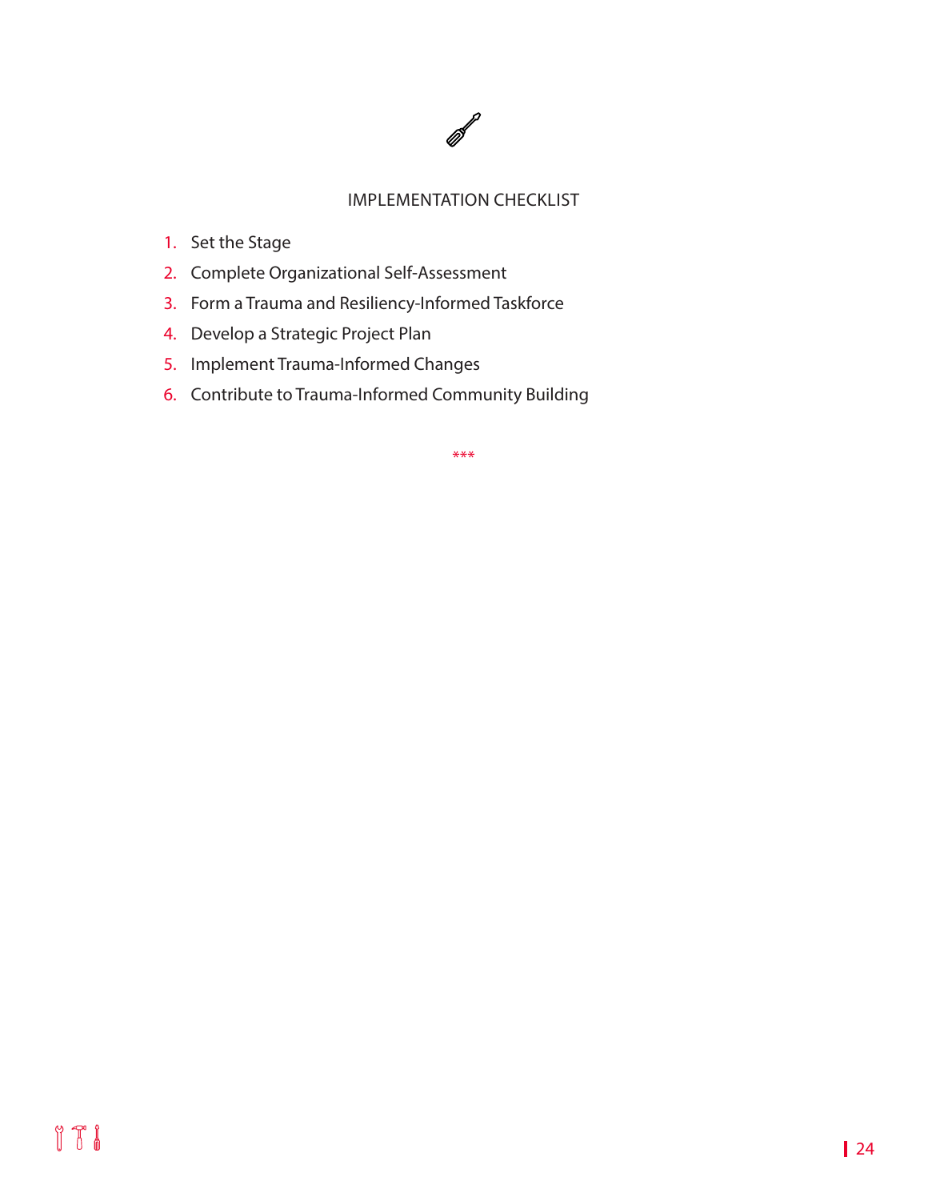## IMPLEMENTATION CHECKLIST

1. Set the Stage
2. Complete Organizational Self-Assessment
3. Form a Trauma and Resiliency-Informed Taskforce
4. Develop a Strategic Project Plan
5. Implement Trauma-Informed Changes
6. Contribute to Trauma-Informed Community Building

***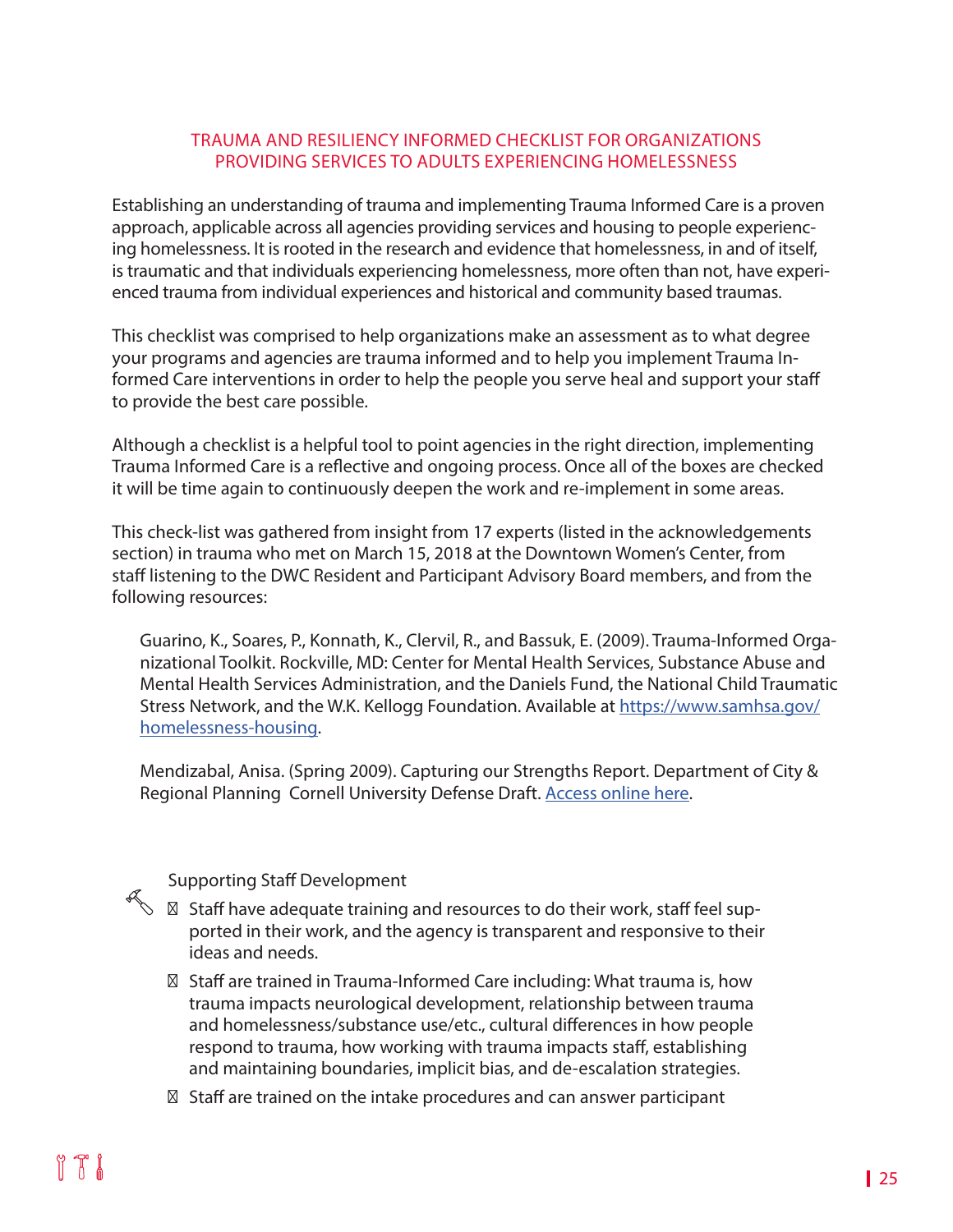## TRAUMA AND RESILIENCY INFORMED CHECKLIST FOR ORGANIZATIONS PROVIDING SERVICES TO ADULTS EXPERIENCING HOMELESSNESS

Establishing an understanding of trauma and implementing Trauma Informed Care is a proven approach, applicable across all agencies providing services and housing to people experiencing homelessness. It is rooted in the research and evidence that homelessness, in and of itself, is traumatic and that individuals experiencing homelessness, more often than not, have experienced trauma from individual experiences and historical and community based traumas.

This checklist was comprised to help organizations make an assessment as to what degree your programs and agencies are trauma informed and to help you implement Trauma Informed Care interventions in order to help the people you serve heal and support your staff to provide the best care possible.

Although a checklist is a helpful tool to point agencies in the right direction, implementing Trauma Informed Care is a reflective and ongoing process. Once all of the boxes are checked it will be time again to continuously deepen the work and re-implement in some areas.

This check-list was gathered from insight from 17 experts (listed in the acknowledgements section) in trauma who met on March 15, 2018 at the Downtown Women's Center, from staff listening to the DWC Resident and Participant Advisory Board members, and from the following resources:

Guarino, K., Soares, P., Konnath, K., Clervil, R., and Bassuk, E. (2009). Trauma-Informed Organizational Toolkit. Rockville, MD: Center for Mental Health Services, Substance Abuse and Mental Health Services Administration, and the Daniels Fund, the National Child Traumatic Stress Network, and the W.K. Kellogg Foundation. Available at [https://www.samhsa.gov/homelessness-housing](https://www.samhsa.gov/homelessness-housing).

Mendizabal, Anisa. (Spring 2009). Capturing our Strengths Report. Department of City & Regional Planning Cornell University Defense Draft. Access online here.

### Supporting Staff Development

- ☐ Staff have adequate training and resources to do their work, staff feel supported in their work, and the agency is transparent and responsive to their ideas and needs.
- ☐ Staff are trained in Trauma-Informed Care including: What trauma is, how trauma impacts neurological development, relationship between trauma and homelessness/substance use/etc., cultural differences in how people respond to trauma, how working with trauma impacts staff, establishing and maintaining boundaries, implicit bias, and de-escalation strategies.
- ☐ Staff are trained on the intake procedures and can answer participant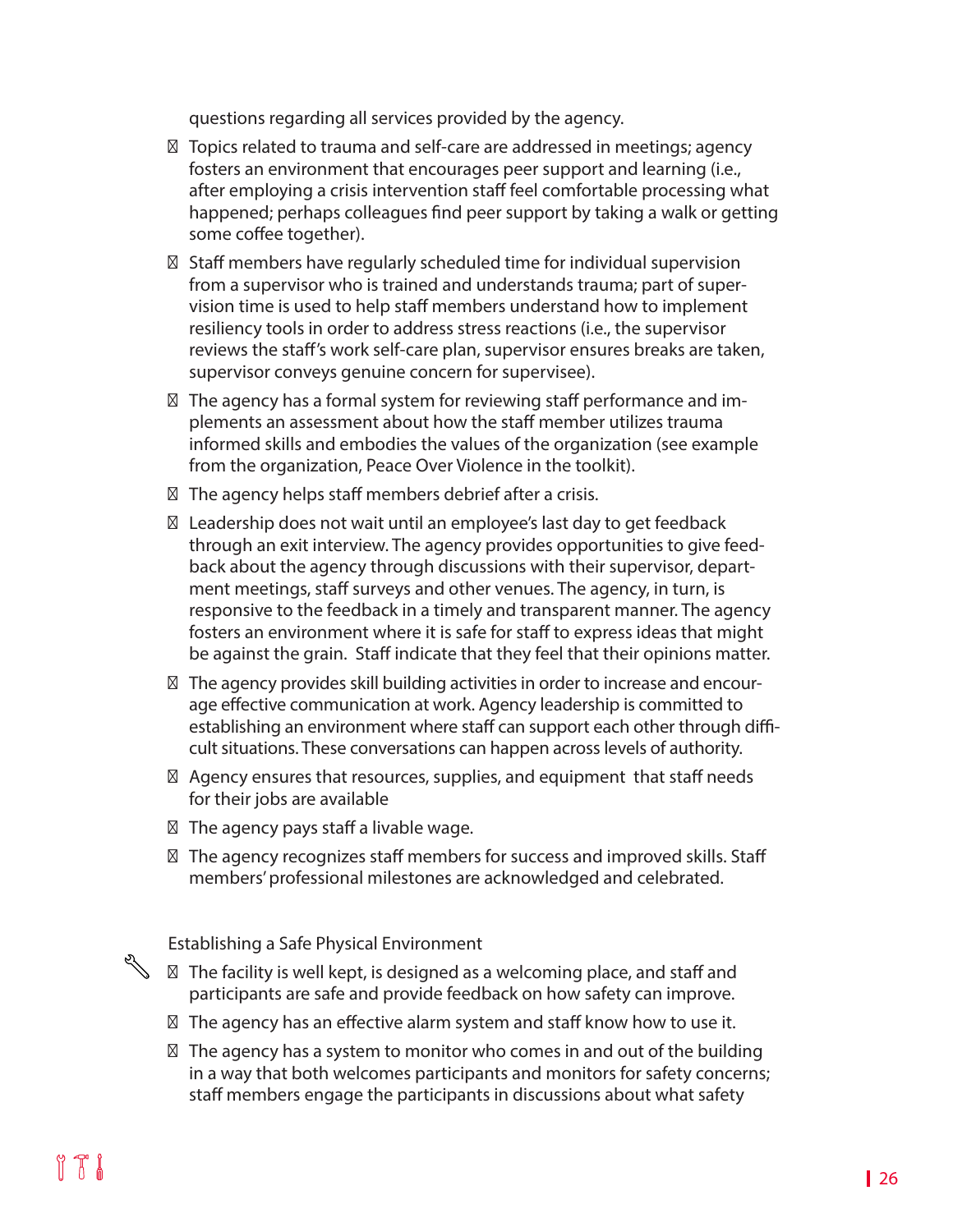questions regarding all services provided by the agency.

- Topics related to trauma and self-care are addressed in meetings; agency fosters an environment that encourages peer support and learning (i.e., after employing a crisis intervention staff feel comfortable processing what happened; perhaps colleagues find peer support by taking a walk or getting some coffee together).
- Staff members have regularly scheduled time for individual supervision from a supervisor who is trained and understands trauma; part of supervision time is used to help staff members understand how to implement resiliency tools in order to address stress reactions (i.e., the supervisor reviews the staff's work self-care plan, supervisor ensures breaks are taken, supervisor conveys genuine concern for supervisee).
- The agency has a formal system for reviewing staff performance and implements an assessment about how the staff member utilizes trauma informed skills and embodies the values of the organization (see example from the organization, Peace Over Violence in the toolkit).
- The agency helps staff members debrief after a crisis.
- Leadership does not wait until an employee's last day to get feedback through an exit interview. The agency provides opportunities to give feedback about the agency through discussions with their supervisor, department meetings, staff surveys and other venues. The agency, in turn, is responsive to the feedback in a timely and transparent manner. The agency fosters an environment where it is safe for staff to express ideas that might be against the grain. Staff indicate that they feel that their opinions matter.
- The agency provides skill building activities in order to increase and encourage effective communication at work. Agency leadership is committed to establishing an environment where staff can support each other through difficult situations. These conversations can happen across levels of authority.
- Agency ensures that resources, supplies, and equipment that staff needs for their jobs are available
- The agency pays staff a livable wage.
- The agency recognizes staff members for success and improved skills. Staff members' professional milestones are acknowledged and celebrated.

Establishing a Safe Physical Environment

- The facility is well kept, is designed as a welcoming place, and staff and participants are safe and provide feedback on how safety can improve.
- The agency has an effective alarm system and staff know how to use it.
- The agency has a system to monitor who comes in and out of the building in a way that both welcomes participants and monitors for safety concerns; staff members engage the participants in discussions about what safety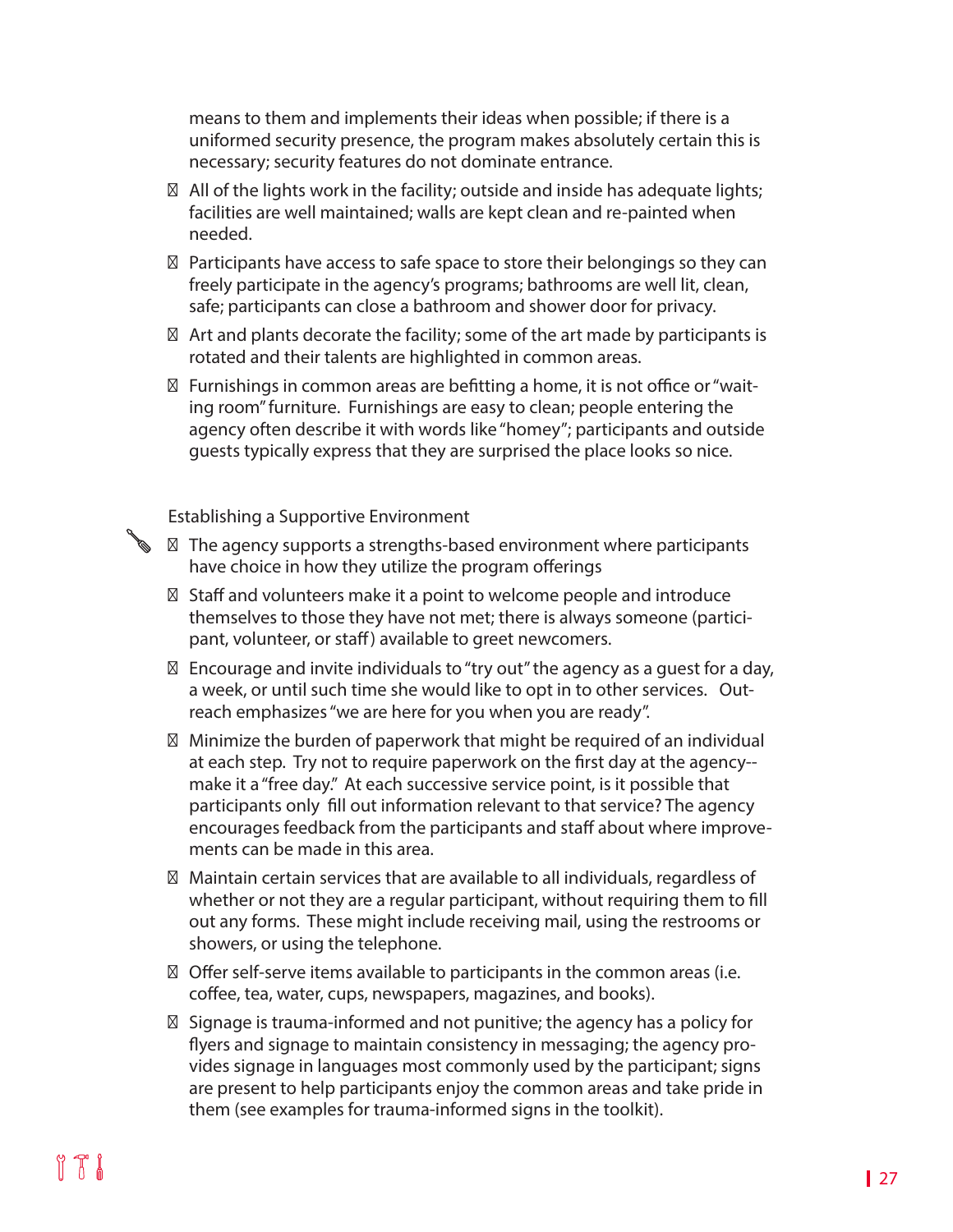means to them and implements their ideas when possible; if there is a uniformed security presence, the program makes absolutely certain this is necessary; security features do not dominate entrance.

- All of the lights work in the facility; outside and inside has adequate lights; facilities are well maintained; walls are kept clean and re-painted when needed.
- Participants have access to safe space to store their belongings so they can freely participate in the agency's programs; bathrooms are well lit, clean, safe; participants can close a bathroom and shower door for privacy.
- Art and plants decorate the facility; some of the art made by participants is rotated and their talents are highlighted in common areas.
- Furnishings in common areas are befitting a home, it is not office or "waiting room" furniture. Furnishings are easy to clean; people entering the agency often describe it with words like "homey"; participants and outside guests typically express that they are surprised the place looks so nice.

### Establishing a Supportive Environment

- The agency supports a strengths-based environment where participants have choice in how they utilize the program offerings
- Staff and volunteers make it a point to welcome people and introduce themselves to those they have not met; there is always someone (participant, volunteer, or staff) available to greet newcomers.
- Encourage and invite individuals to "try out" the agency as a guest for a day, a week, or until such time she would like to opt in to other services. Outreach emphasizes "we are here for you when you are ready".
- Minimize the burden of paperwork that might be required of an individual at each step. Try not to require paperwork on the first day at the agency--make it a "free day." At each successive service point, is it possible that participants only fill out information relevant to that service? The agency encourages feedback from the participants and staff about where improvements can be made in this area.
- Maintain certain services that are available to all individuals, regardless of whether or not they are a regular participant, without requiring them to fill out any forms. These might include receiving mail, using the restrooms or showers, or using the telephone.
- Offer self-serve items available to participants in the common areas (i.e. coffee, tea, water, cups, newspapers, magazines, and books).
- Signage is trauma-informed and not punitive; the agency has a policy for flyers and signage to maintain consistency in messaging; the agency provides signage in languages most commonly used by the participant; signs are present to help participants enjoy the common areas and take pride in them (see examples for trauma-informed signs in the toolkit).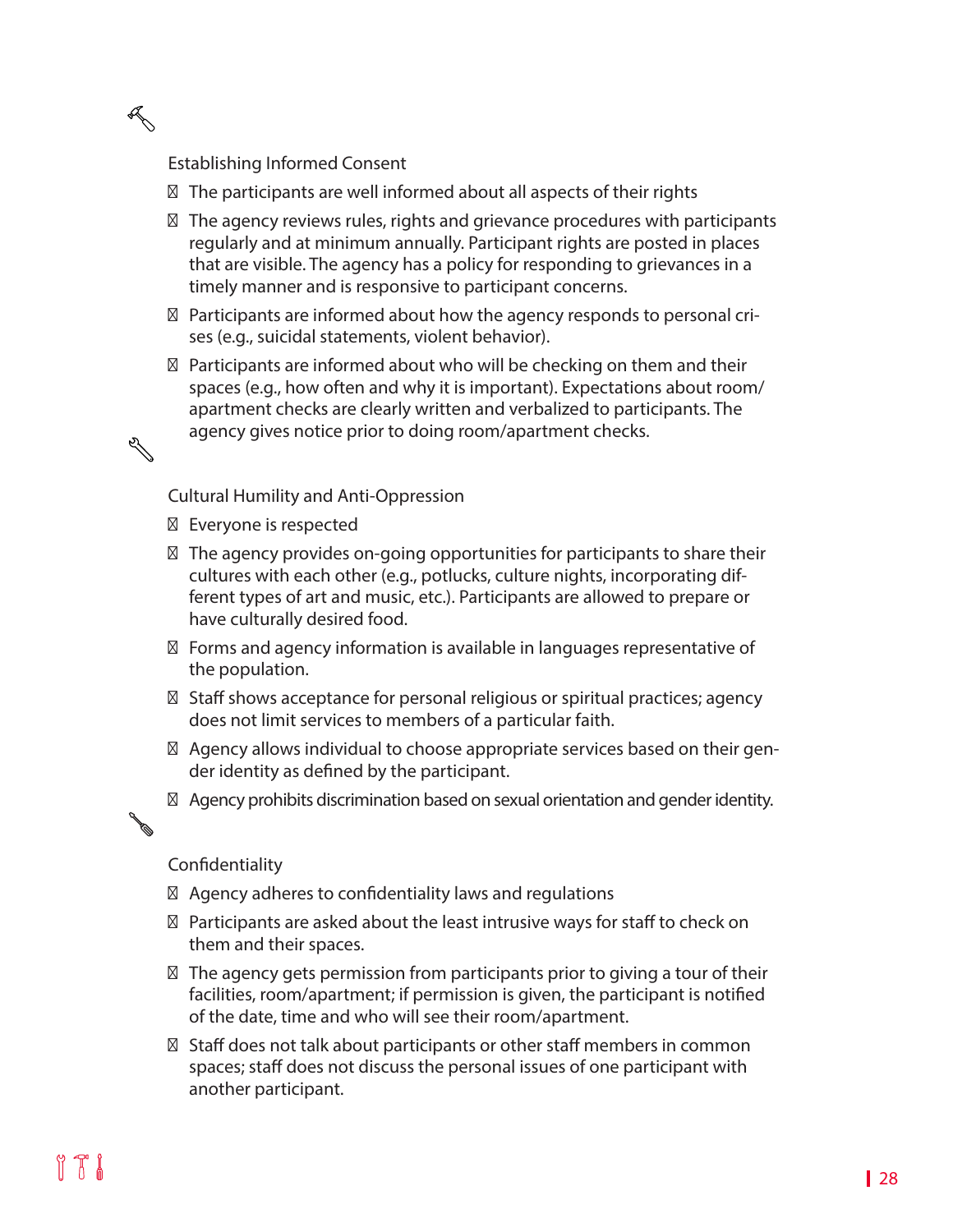### Establishing Informed Consent

- The participants are well informed about all aspects of their rights
- The agency reviews rules, rights and grievance procedures with participants regularly and at minimum annually. Participant rights are posted in places that are visible. The agency has a policy for responding to grievances in a timely manner and is responsive to participant concerns.
- Participants are informed about how the agency responds to personal crises (e.g., suicidal statements, violent behavior).
- Participants are informed about who will be checking on them and their spaces (e.g., how often and why it is important). Expectations about room/apartment checks are clearly written and verbalized to participants. The agency gives notice prior to doing room/apartment checks.

### Cultural Humility and Anti-Oppression

- Everyone is respected
- The agency provides on-going opportunities for participants to share their cultures with each other (e.g., potlucks, culture nights, incorporating different types of art and music, etc.). Participants are allowed to prepare or have culturally desired food.
- Forms and agency information is available in languages representative of the population.
- Staff shows acceptance for personal religious or spiritual practices; agency does not limit services to members of a particular faith.
- Agency allows individual to choose appropriate services based on their gender identity as defined by the participant.
- Agency prohibits discrimination based on sexual orientation and gender identity.

### Confidentiality

- Agency adheres to confidentiality laws and regulations
- Participants are asked about the least intrusive ways for staff to check on them and their spaces.
- The agency gets permission from participants prior to giving a tour of their facilities, room/apartment; if permission is given, the participant is notified of the date, time and who will see their room/apartment.
- Staff does not talk about participants or other staff members in common spaces; staff does not discuss the personal issues of one participant with another participant.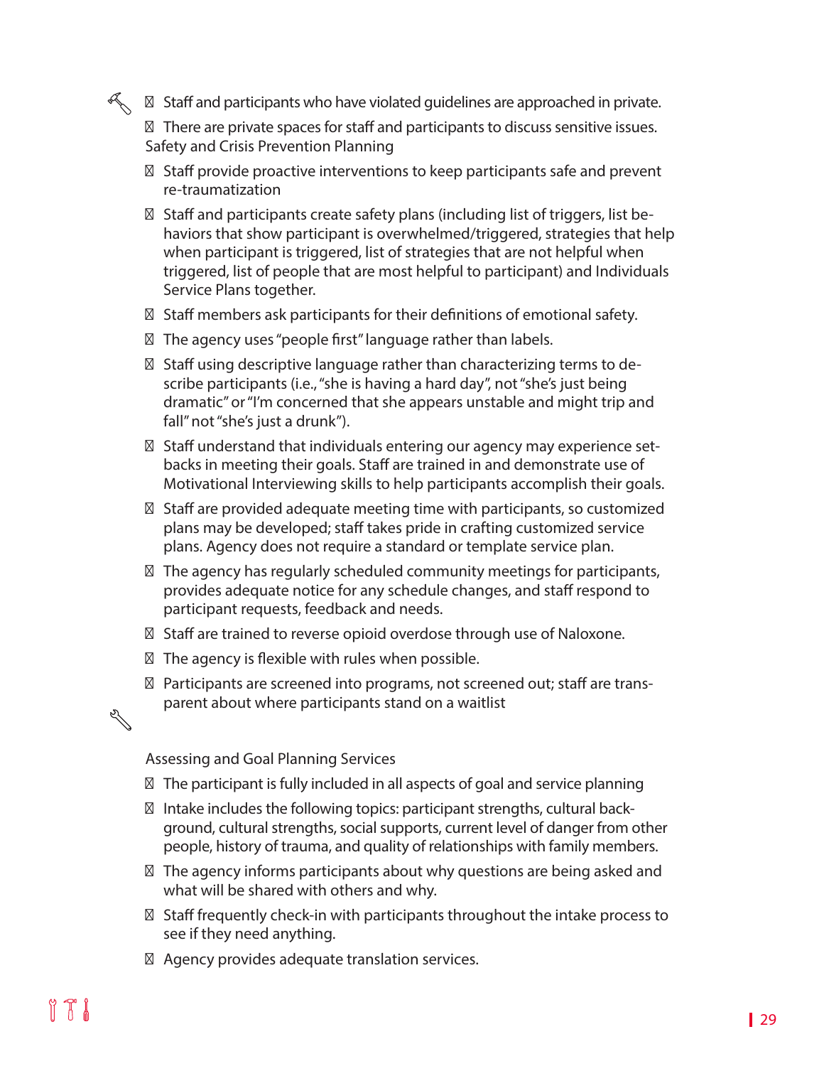- Staff and participants who have violated guidelines are approached in private.
- There are private spaces for staff and participants to discuss sensitive issues.

Safety and Crisis Prevention Planning

- Staff provide proactive interventions to keep participants safe and prevent re-traumatization
- Staff and participants create safety plans (including list of triggers, list behaviors that show participant is overwhelmed/triggered, strategies that help when participant is triggered, list of strategies that are not helpful when triggered, list of people that are most helpful to participant) and Individuals Service Plans together.
- Staff members ask participants for their definitions of emotional safety.
- The agency uses "people first" language rather than labels.
- Staff using descriptive language rather than characterizing terms to describe participants (i.e., "she is having a hard day", not "she's just being dramatic" or "I'm concerned that she appears unstable and might trip and fall" not "she's just a drunk").
- Staff understand that individuals entering our agency may experience setbacks in meeting their goals. Staff are trained in and demonstrate use of Motivational Interviewing skills to help participants accomplish their goals.
- Staff are provided adequate meeting time with participants, so customized plans may be developed; staff takes pride in crafting customized service plans. Agency does not require a standard or template service plan.
- The agency has regularly scheduled community meetings for participants, provides adequate notice for any schedule changes, and staff respond to participant requests, feedback and needs.
- Staff are trained to reverse opioid overdose through use of Naloxone.
- The agency is flexible with rules when possible.
- Participants are screened into programs, not screened out; staff are transparent about where participants stand on a waitlist

Assessing and Goal Planning Services

- The participant is fully included in all aspects of goal and service planning
- Intake includes the following topics: participant strengths, cultural background, cultural strengths, social supports, current level of danger from other people, history of trauma, and quality of relationships with family members.
- The agency informs participants about why questions are being asked and what will be shared with others and why.
- Staff frequently check-in with participants throughout the intake process to see if they need anything.
- Agency provides adequate translation services.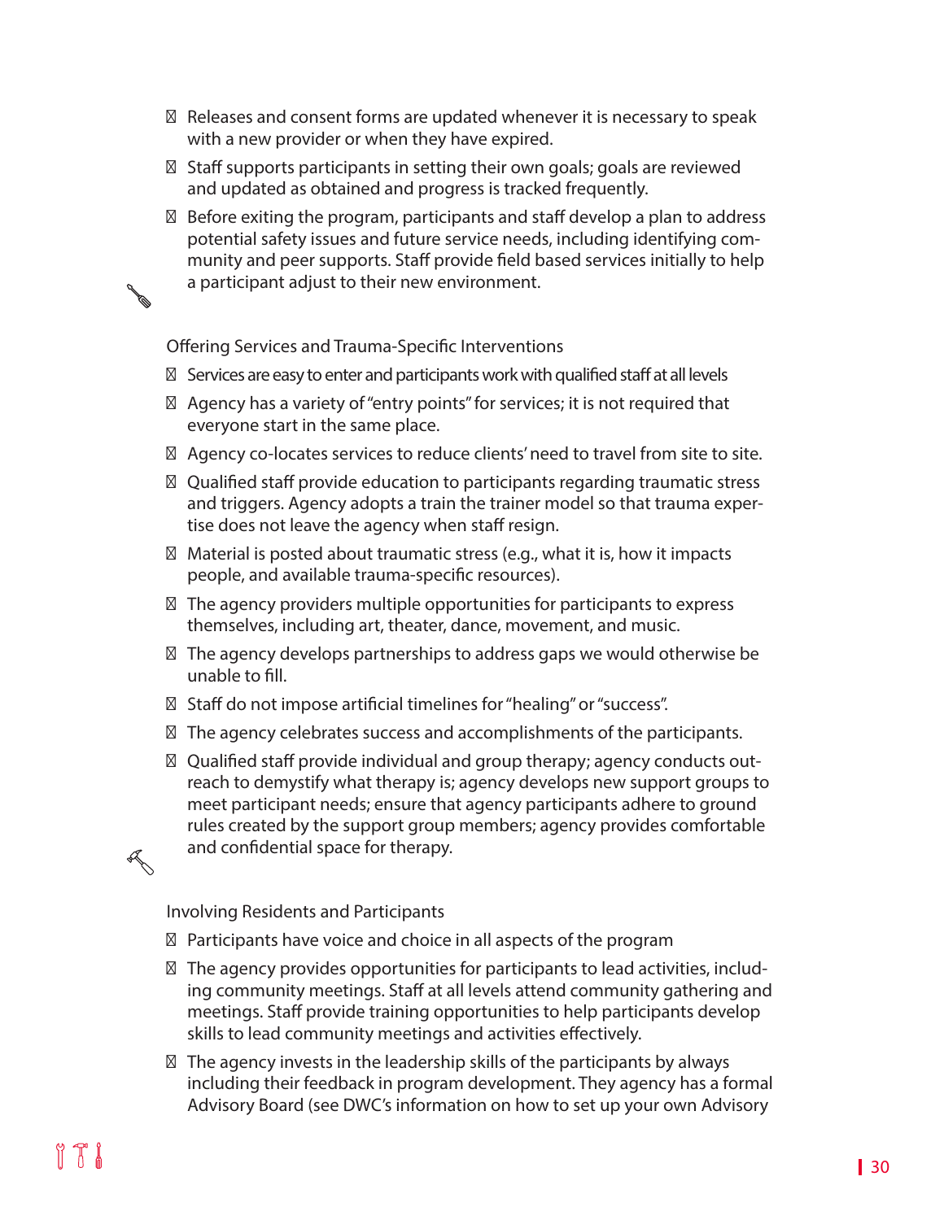- Releases and consent forms are updated whenever it is necessary to speak with a new provider or when they have expired.
- Staff supports participants in setting their own goals; goals are reviewed and updated as obtained and progress is tracked frequently.
- Before exiting the program, participants and staff develop a plan to address potential safety issues and future service needs, including identifying community and peer supports. Staff provide field based services initially to help a participant adjust to their new environment.

Offering Services and Trauma-Specific Interventions

- Services are easy to enter and participants work with qualified staff at all levels
- Agency has a variety of "entry points" for services; it is not required that everyone start in the same place.
- Agency co-locates services to reduce clients' need to travel from site to site.
- Qualified staff provide education to participants regarding traumatic stress and triggers. Agency adopts a train the trainer model so that trauma expertise does not leave the agency when staff resign.
- Material is posted about traumatic stress (e.g., what it is, how it impacts people, and available trauma-specific resources).
- The agency providers multiple opportunities for participants to express themselves, including art, theater, dance, movement, and music.
- The agency develops partnerships to address gaps we would otherwise be unable to fill.
- Staff do not impose artificial timelines for "healing" or "success".
- The agency celebrates success and accomplishments of the participants.
- Qualified staff provide individual and group therapy; agency conducts outreach to demystify what therapy is; agency develops new support groups to meet participant needs; ensure that agency participants adhere to ground rules created by the support group members; agency provides comfortable and confidential space for therapy.

Involving Residents and Participants

- Participants have voice and choice in all aspects of the program
- The agency provides opportunities for participants to lead activities, including community meetings. Staff at all levels attend community gathering and meetings. Staff provide training opportunities to help participants develop skills to lead community meetings and activities effectively.
- The agency invests in the leadership skills of the participants by always including their feedback in program development. They agency has a formal Advisory Board (see DWC's information on how to set up your own Advisory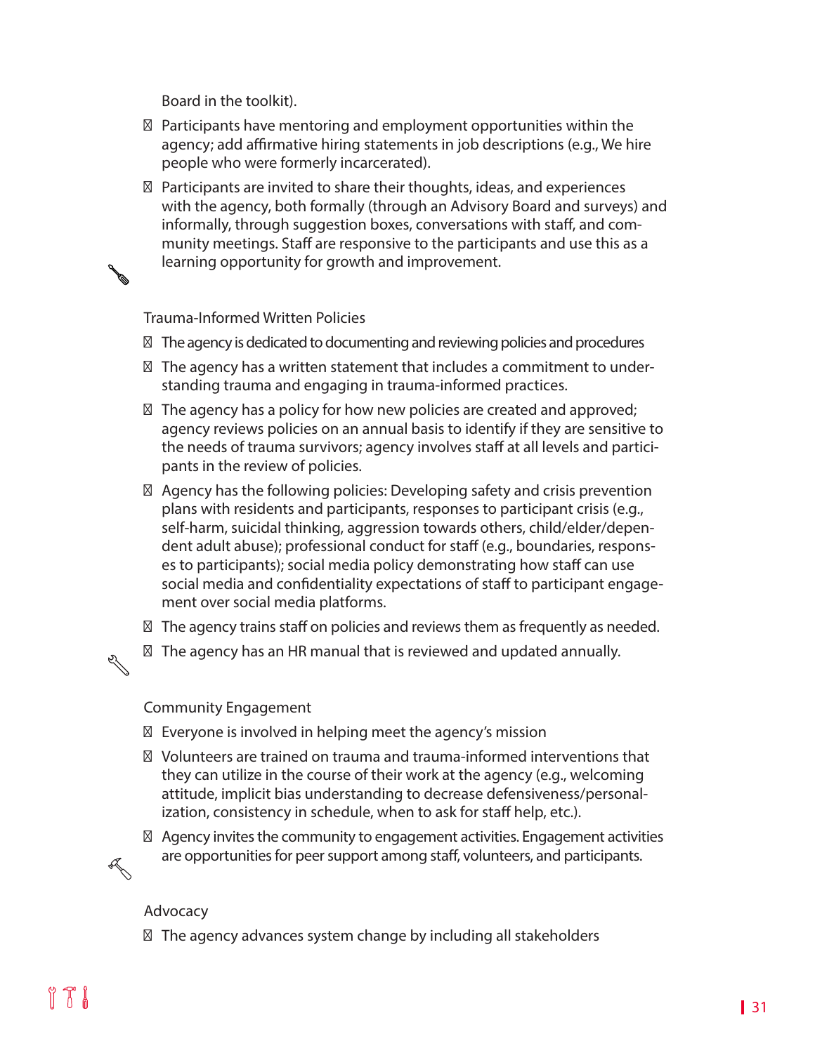Board in the toolkit).

- Participants have mentoring and employment opportunities within the agency; add affirmative hiring statements in job descriptions (e.g., We hire people who were formerly incarcerated).
- Participants are invited to share their thoughts, ideas, and experiences with the agency, both formally (through an Advisory Board and surveys) and informally, through suggestion boxes, conversations with staff, and community meetings. Staff are responsive to the participants and use this as a learning opportunity for growth and improvement.

### Trauma-Informed Written Policies

- The agency is dedicated to documenting and reviewing policies and procedures
- The agency has a written statement that includes a commitment to understanding trauma and engaging in trauma-informed practices.
- The agency has a policy for how new policies are created and approved; agency reviews policies on an annual basis to identify if they are sensitive to the needs of trauma survivors; agency involves staff at all levels and participants in the review of policies.
- Agency has the following policies: Developing safety and crisis prevention plans with residents and participants, responses to participant crisis (e.g., self-harm, suicidal thinking, aggression towards others, child/elder/dependent adult abuse); professional conduct for staff (e.g., boundaries, responses to participants); social media policy demonstrating how staff can use social media and confidentiality expectations of staff to participant engagement over social media platforms.
- The agency trains staff on policies and reviews them as frequently as needed.
- The agency has an HR manual that is reviewed and updated annually.

### Community Engagement

- Everyone is involved in helping meet the agency's mission
- Volunteers are trained on trauma and trauma-informed interventions that they can utilize in the course of their work at the agency (e.g., welcoming attitude, implicit bias understanding to decrease defensiveness/personalization, consistency in schedule, when to ask for staff help, etc.).
- Agency invites the community to engagement activities. Engagement activities are opportunities for peer support among staff, volunteers, and participants.

### Advocacy

- The agency advances system change by including all stakeholders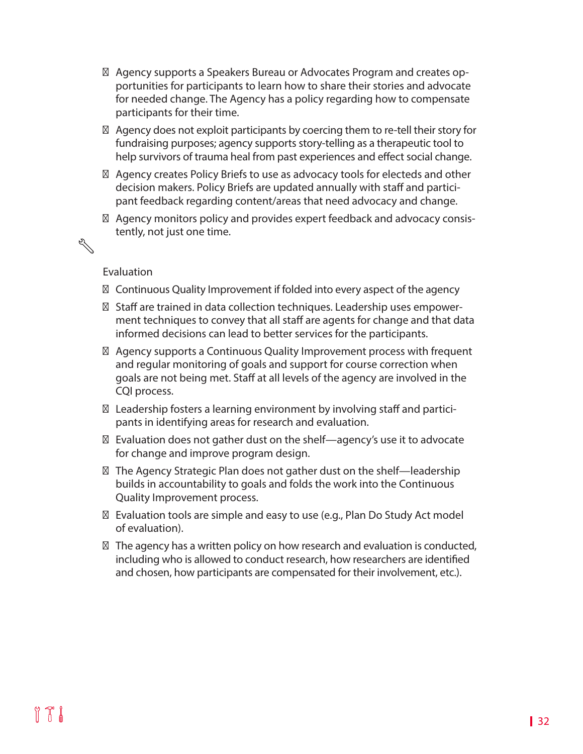- Agency supports a Speakers Bureau or Advocates Program and creates opportunities for participants to learn how to share their stories and advocate for needed change. The Agency has a policy regarding how to compensate participants for their time.
- Agency does not exploit participants by coercing them to re-tell their story for fundraising purposes; agency supports story-telling as a therapeutic tool to help survivors of trauma heal from past experiences and effect social change.
- Agency creates Policy Briefs to use as advocacy tools for electeds and other decision makers. Policy Briefs are updated annually with staff and participant feedback regarding content/areas that need advocacy and change.
- Agency monitors policy and provides expert feedback and advocacy consistently, not just one time.

### Evaluation

- Continuous Quality Improvement if folded into every aspect of the agency
- Staff are trained in data collection techniques. Leadership uses empowerment techniques to convey that all staff are agents for change and that data informed decisions can lead to better services for the participants.
- Agency supports a Continuous Quality Improvement process with frequent and regular monitoring of goals and support for course correction when goals are not being met. Staff at all levels of the agency are involved in the CQI process.
- Leadership fosters a learning environment by involving staff and participants in identifying areas for research and evaluation.
- Evaluation does not gather dust on the shelf—agency's use it to advocate for change and improve program design.
- The Agency Strategic Plan does not gather dust on the shelf—leadership builds in accountability to goals and folds the work into the Continuous Quality Improvement process.
- Evaluation tools are simple and easy to use (e.g., Plan Do Study Act model of evaluation).
- The agency has a written policy on how research and evaluation is conducted, including who is allowed to conduct research, how researchers are identified and chosen, how participants are compensated for their involvement, etc.).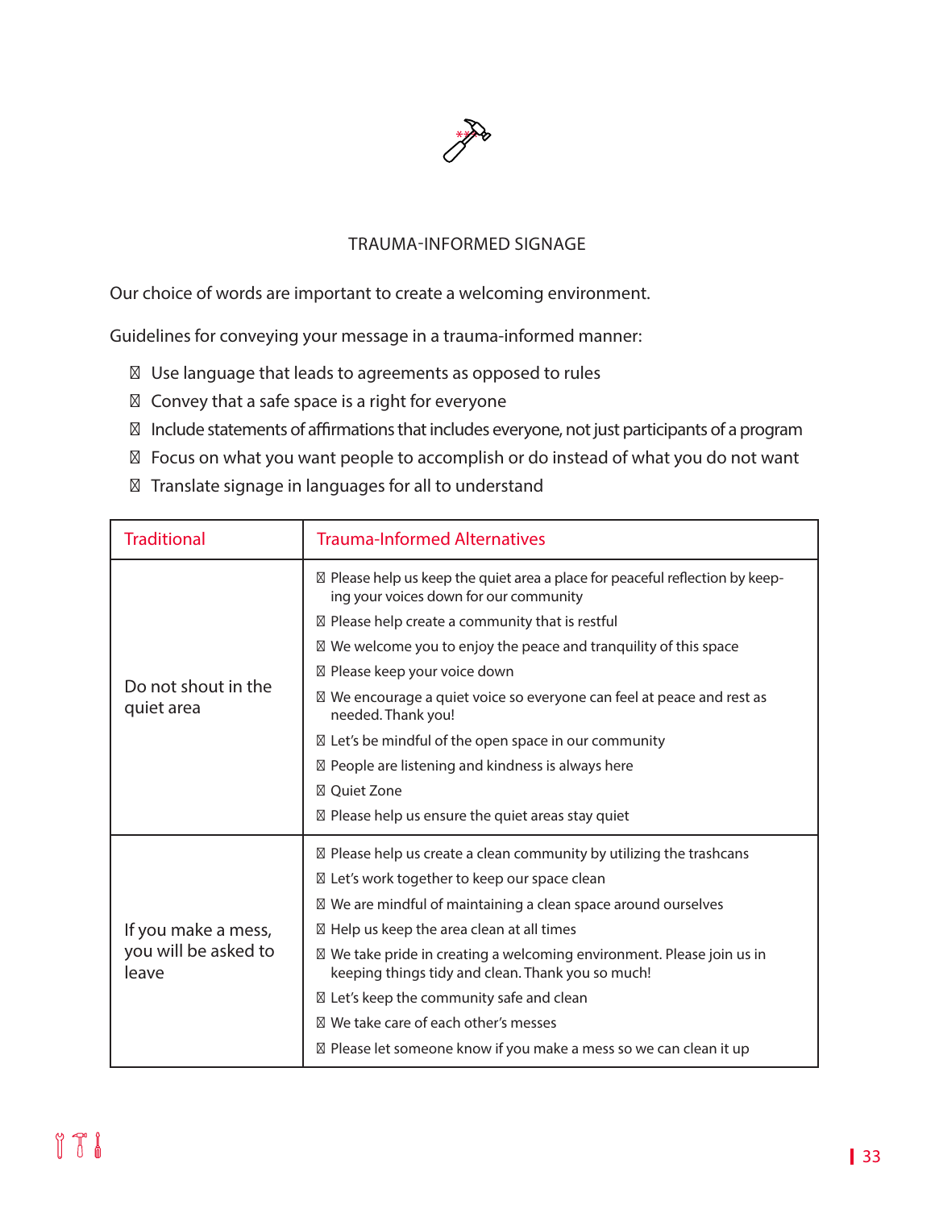## TRAUMA-INFORMED SIGNAGE

Our choice of words are important to create a welcoming environment.

Guidelines for conveying your message in a trauma-informed manner:

- Use language that leads to agreements as opposed to rules
- Convey that a safe space is a right for everyone
- Include statements of affirmations that includes everyone, not just participants of a program
- Focus on what you want people to accomplish or do instead of what you do not want
- Translate signage in languages for all to understand

| Traditional | Trauma-Informed Alternatives |
| --- | --- |
| Do not shout in the quiet area | • Please help us keep the quiet area a place for peaceful reflection by keeping your voices down for our community<br>• Please help create a community that is restful<br>• We welcome you to enjoy the peace and tranquility of this space<br>• Please keep your voice down<br>• We encourage a quiet voice so everyone can feel at peace and rest as needed. Thank you!<br>• Let's be mindful of the open space in our community<br>• People are listening and kindness is always here<br>• Quiet Zone<br>• Please help us ensure the quiet areas stay quiet |
| If you make a mess, you will be asked to leave | • Please help us create a clean community by utilizing the trashcans<br>• Let's work together to keep our space clean<br>• We are mindful of maintaining a clean space around ourselves<br>• Help us keep the area clean at all times<br>• We take pride in creating a welcoming environment. Please join us in keeping things tidy and clean. Thank you so much!<br>• Let's keep the community safe and clean<br>• We take care of each other's messes<br>• Please let someone know if you make a mess so we can clean it up |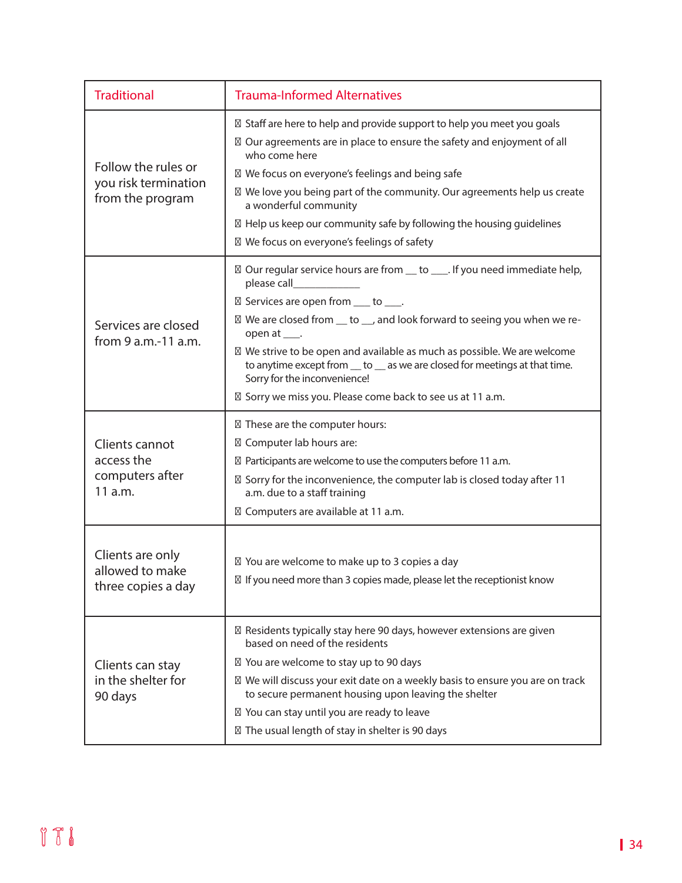| Traditional | Trauma-Informed Alternatives |
| --- | --- |
| Follow the rules or you risk termination from the program | - Staff are here to help and provide support to help you meet you goals<br>- Our agreements are in place to ensure the safety and enjoyment of all who come here<br>- We focus on everyone's feelings and being safe<br>- We love you being part of the community. Our agreements help us create a wonderful community<br>- Help us keep our community safe by following the housing guidelines<br>- We focus on everyone's feelings of safety |
| Services are closed from 9 a.m.-11 a.m. | - Our regular service hours are from __ to ___. If you need immediate help, please call____________<br>- Services are open from ___ to ___.<br>- We are closed from __ to __, and look forward to seeing you when we re-open at ___.<br>- We strive to be open and available as much as possible. We are welcome to anytime except from __ to __ as we are closed for meetings at that time. Sorry for the inconvenience!<br>- Sorry we miss you. Please come back to see us at 11 a.m. |
| Clients cannot access the computers after 11 a.m. | - These are the computer hours:<br>- Computer lab hours are:<br>- Participants are welcome to use the computers before 11 a.m.<br>- Sorry for the inconvenience, the computer lab is closed today after 11 a.m. due to a staff training<br>- Computers are available at 11 a.m. |
| Clients are only allowed to make three copies a day | - You are welcome to make up to 3 copies a day<br>- If you need more than 3 copies made, please let the receptionist know |
| Clients can stay in the shelter for 90 days | - Residents typically stay here 90 days, however extensions are given based on need of the residents<br>- You are welcome to stay up to 90 days<br>- We will discuss your exit date on a weekly basis to ensure you are on track to secure permanent housing upon leaving the shelter<br>- You can stay until you are ready to leave<br>- The usual length of stay in shelter is 90 days |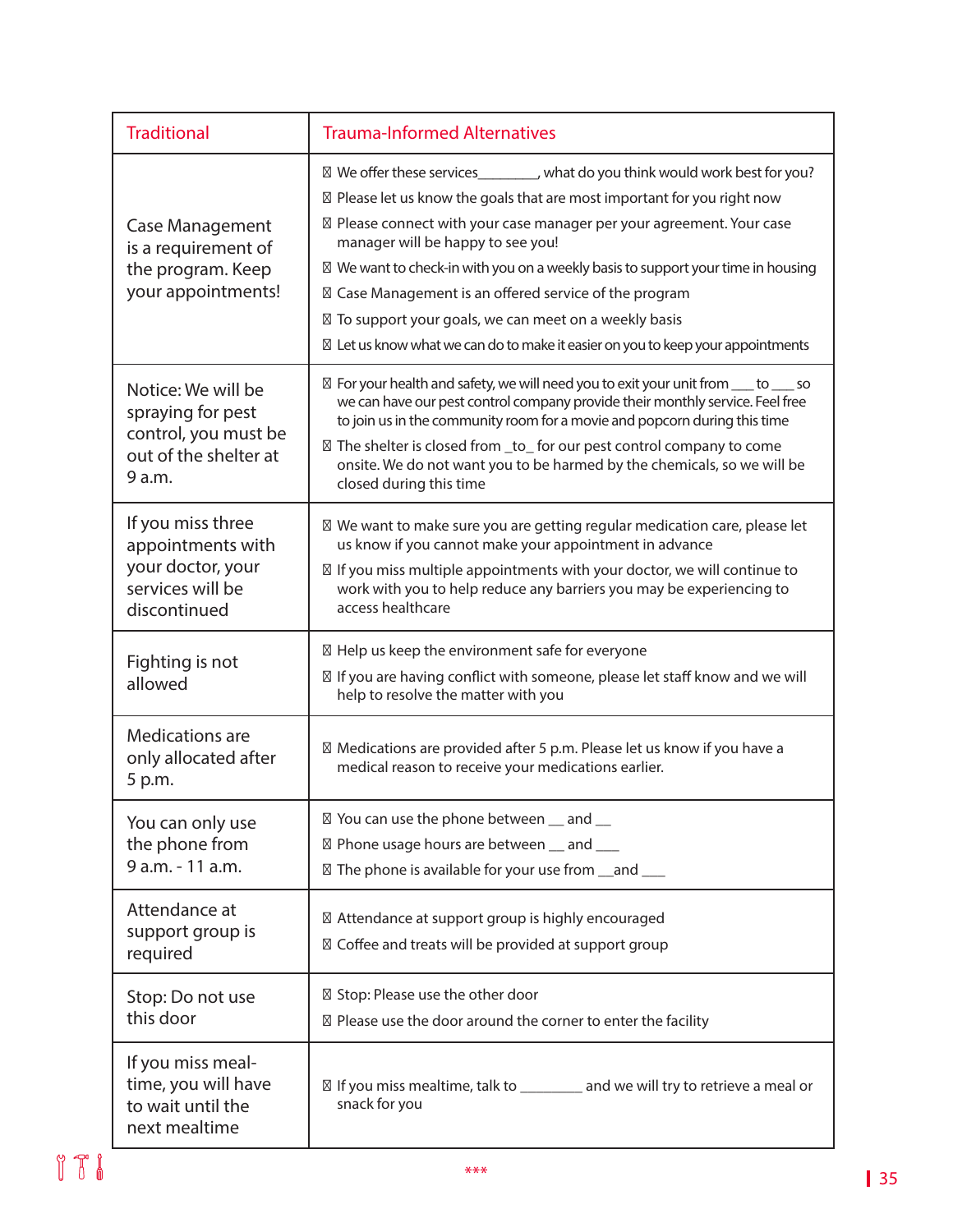| Traditional | Trauma-Informed Alternatives |
|---|---|
| Case Management is a requirement of the program. Keep your appointments! | ☒ We offer these services________, what do you think would work best for you?<br>☒ Please let us know the goals that are most important for you right now<br>☒ Please connect with your case manager per your agreement. Your case manager will be happy to see you!<br>☒ We want to check-in with you on a weekly basis to support your time in housing<br>☒ Case Management is an offered service of the program<br>☒ To support your goals, we can meet on a weekly basis<br>☒ Let us know what we can do to make it easier on you to keep your appointments |
| Notice: We will be spraying for pest control, you must be out of the shelter at 9 a.m. | ☒ For your health and safety, we will need you to exit your unit from ___ to ___ so we can have our pest control company provide their monthly service. Feel free to join us in the community room for a movie and popcorn during this time<br>☒ The shelter is closed from _to_ for our pest control company to come onsite. We do not want you to be harmed by the chemicals, so we will be closed during this time |
| If you miss three appointments with your doctor, your services will be discontinued | ☒ We want to make sure you are getting regular medication care, please let us know if you cannot make your appointment in advance<br>☒ If you miss multiple appointments with your doctor, we will continue to work with you to help reduce any barriers you may be experiencing to access healthcare |
| Fighting is not allowed | ☒ Help us keep the environment safe for everyone<br>☒ If you are having conflict with someone, please let staff know and we will help to resolve the matter with you |
| Medications are only allocated after 5 p.m. | ☒ Medications are provided after 5 p.m. Please let us know if you have a medical reason to receive your medications earlier. |
| You can only use the phone from 9 a.m. - 11 a.m. | ☒ You can use the phone between __ and __<br>☒ Phone usage hours are between __ and ___<br>☒ The phone is available for your use from __and ___ |
| Attendance at support group is required | ☒ Attendance at support group is highly encouraged<br>☒ Coffee and treats will be provided at support group |
| Stop: Do not use this door | ☒ Stop: Please use the other door<br>☒ Please use the door around the corner to enter the facility |
| If you miss meal-time, you will have to wait until the next mealtime | ☒ If you miss mealtime, talk to ________ and we will try to retrieve a meal or snack for you |

***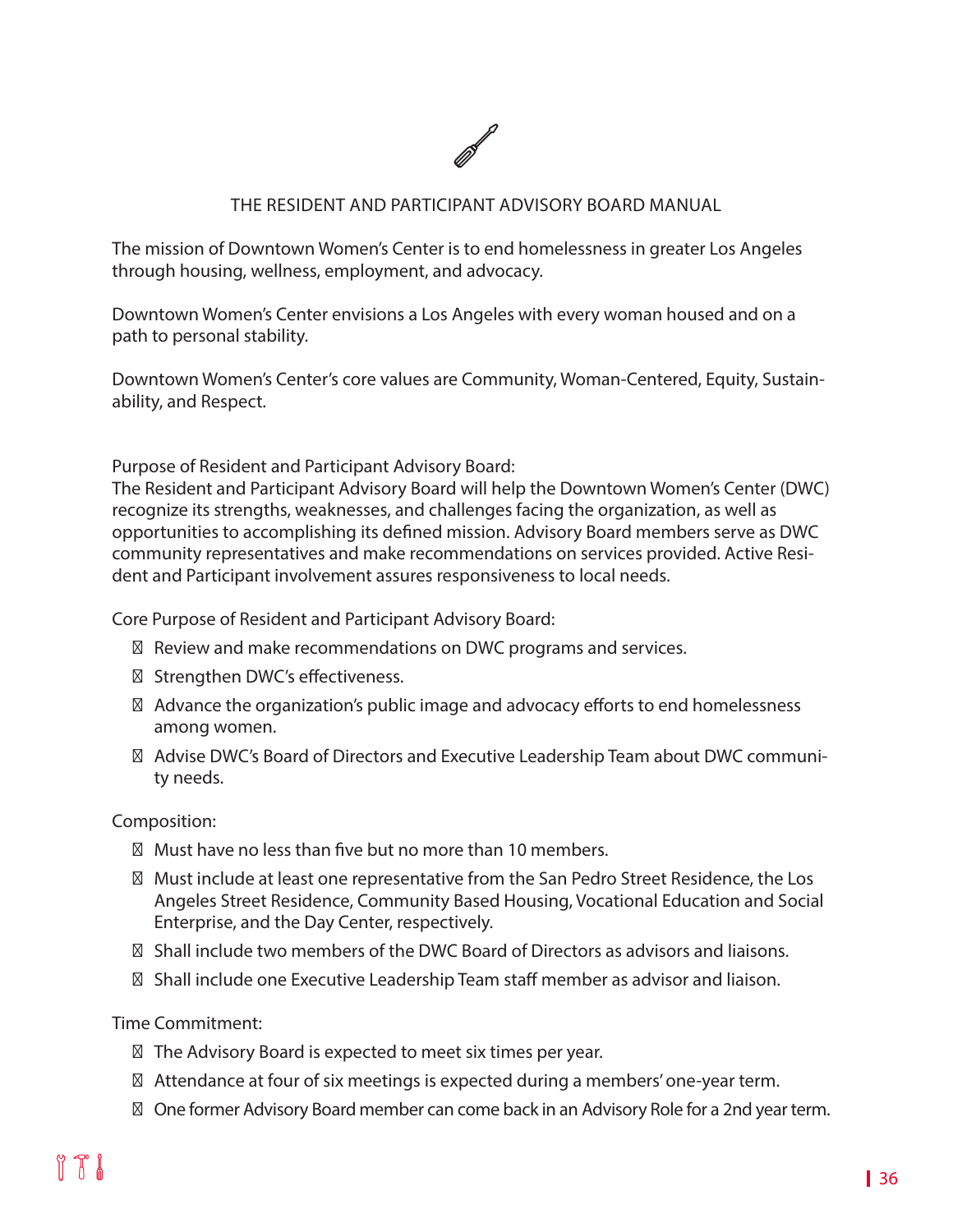# THE RESIDENT AND PARTICIPANT ADVISORY BOARD MANUAL

The mission of Downtown Women's Center is to end homelessness in greater Los Angeles through housing, wellness, employment, and advocacy.

Downtown Women's Center envisions a Los Angeles with every woman housed and on a path to personal stability.

Downtown Women's Center's core values are Community, Woman-Centered, Equity, Sustainability, and Respect.

Purpose of Resident and Participant Advisory Board:
The Resident and Participant Advisory Board will help the Downtown Women's Center (DWC) recognize its strengths, weaknesses, and challenges facing the organization, as well as opportunities to accomplishing its defined mission. Advisory Board members serve as DWC community representatives and make recommendations on services provided. Active Resident and Participant involvement assures responsiveness to local needs.

Core Purpose of Resident and Participant Advisory Board:

- Review and make recommendations on DWC programs and services.
- Strengthen DWC's effectiveness.
- Advance the organization's public image and advocacy efforts to end homelessness among women.
- Advise DWC's Board of Directors and Executive Leadership Team about DWC community needs.

Composition:

- Must have no less than five but no more than 10 members.
- Must include at least one representative from the San Pedro Street Residence, the Los Angeles Street Residence, Community Based Housing, Vocational Education and Social Enterprise, and the Day Center, respectively.
- Shall include two members of the DWC Board of Directors as advisors and liaisons.
- Shall include one Executive Leadership Team staff member as advisor and liaison.

Time Commitment:

- The Advisory Board is expected to meet six times per year.
- Attendance at four of six meetings is expected during a members' one-year term.
- One former Advisory Board member can come back in an Advisory Role for a 2nd year term.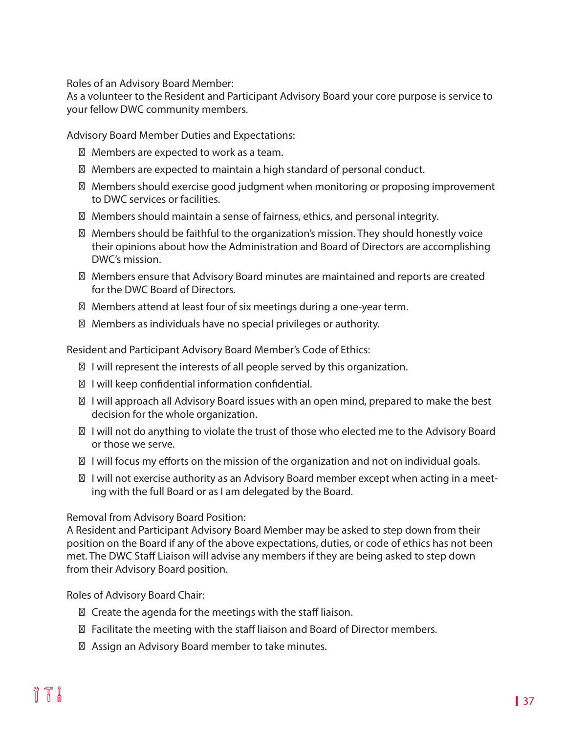Roles of an Advisory Board Member:
As a volunteer to the Resident and Participant Advisory Board your core purpose is service to your fellow DWC community members.

Advisory Board Member Duties and Expectations:

- Members are expected to work as a team.
- Members are expected to maintain a high standard of personal conduct.
- Members should exercise good judgment when monitoring or proposing improvement to DWC services or facilities.
- Members should maintain a sense of fairness, ethics, and personal integrity.
- Members should be faithful to the organization's mission. They should honestly voice their opinions about how the Administration and Board of Directors are accomplishing DWC's mission.
- Members ensure that Advisory Board minutes are maintained and reports are created for the DWC Board of Directors.
- Members attend at least four of six meetings during a one-year term.
- Members as individuals have no special privileges or authority.

Resident and Participant Advisory Board Member's Code of Ethics:

- I will represent the interests of all people served by this organization.
- I will keep confidential information confidential.
- I will approach all Advisory Board issues with an open mind, prepared to make the best decision for the whole organization.
- I will not do anything to violate the trust of those who elected me to the Advisory Board or those we serve.
- I will focus my efforts on the mission of the organization and not on individual goals.
- I will not exercise authority as an Advisory Board member except when acting in a meeting with the full Board or as I am delegated by the Board.

Removal from Advisory Board Position:
A Resident and Participant Advisory Board Member may be asked to step down from their position on the Board if any of the above expectations, duties, or code of ethics has not been met. The DWC Staff Liaison will advise any members if they are being asked to step down from their Advisory Board position.

Roles of Advisory Board Chair:

- Create the agenda for the meetings with the staff liaison.
- Facilitate the meeting with the staff liaison and Board of Director members.
- Assign an Advisory Board member to take minutes.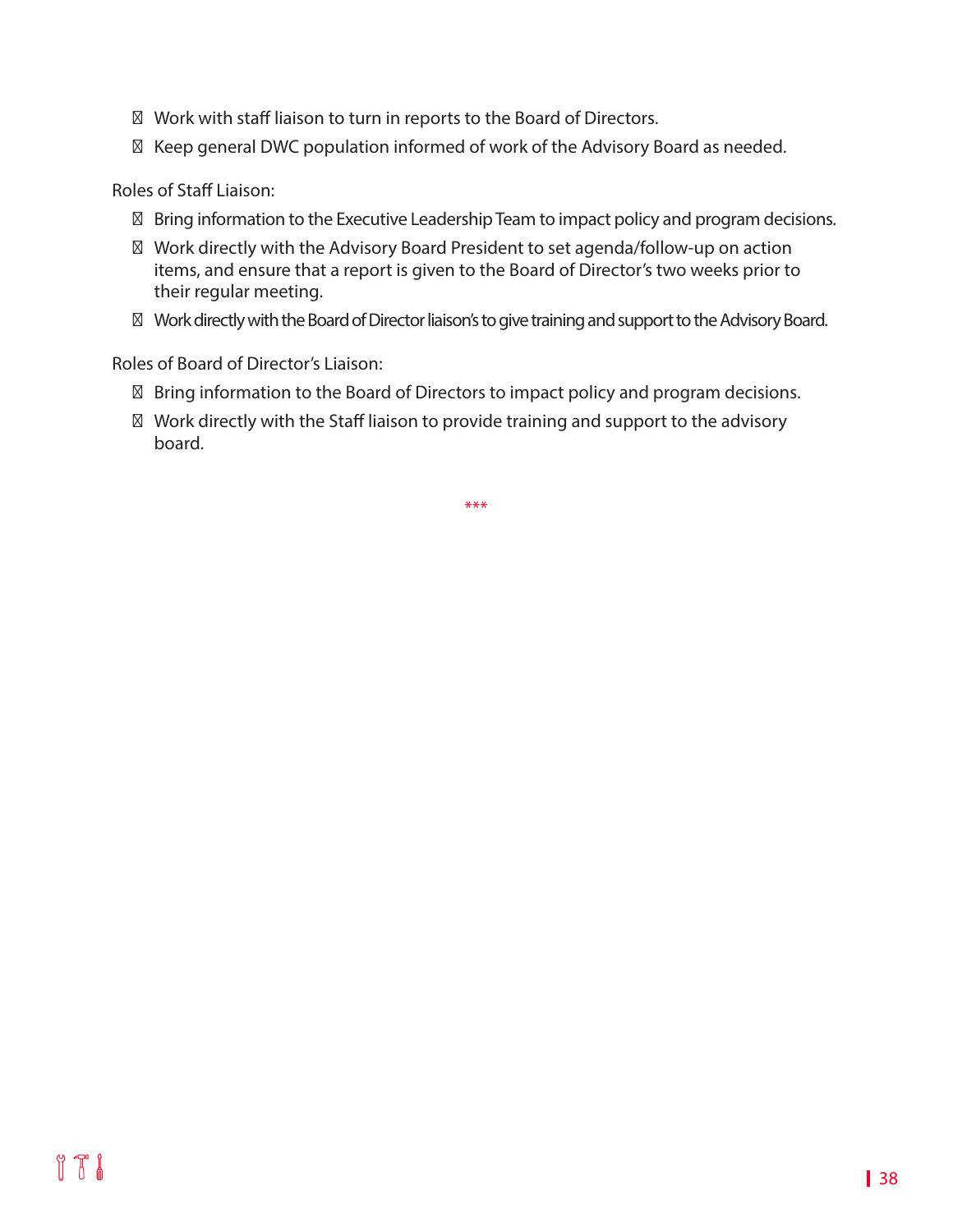- Work with staff liaison to turn in reports to the Board of Directors.
- Keep general DWC population informed of work of the Advisory Board as needed.

Roles of Staff Liaison:

- Bring information to the Executive Leadership Team to impact policy and program decisions.
- Work directly with the Advisory Board President to set agenda/follow-up on action items, and ensure that a report is given to the Board of Director's two weeks prior to their regular meeting.
- Work directly with the Board of Director liaison's to give training and support to the Advisory Board.

Roles of Board of Director's Liaison:

- Bring information to the Board of Directors to impact policy and program decisions.
- Work directly with the Staff liaison to provide training and support to the advisory board.

***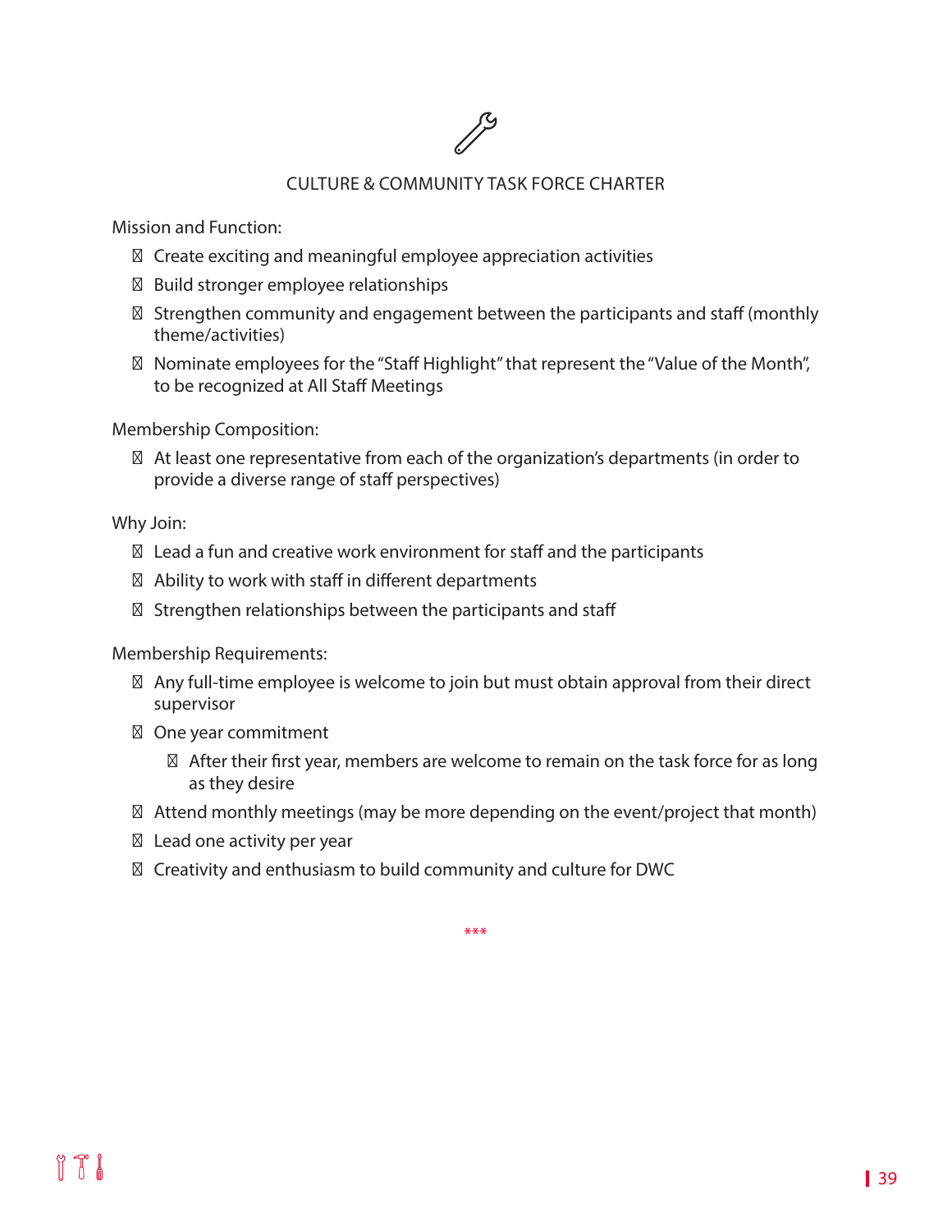## CULTURE & COMMUNITY TASK FORCE CHARTER

Mission and Function:

- Create exciting and meaningful employee appreciation activities
- Build stronger employee relationships
- Strengthen community and engagement between the participants and staff (monthly theme/activities)
- Nominate employees for the "Staff Highlight" that represent the "Value of the Month", to be recognized at All Staff Meetings

Membership Composition:

- At least one representative from each of the organization's departments (in order to provide a diverse range of staff perspectives)

Why Join:

- Lead a fun and creative work environment for staff and the participants
- Ability to work with staff in different departments
- Strengthen relationships between the participants and staff

Membership Requirements:

- Any full-time employee is welcome to join but must obtain approval from their direct supervisor
- One year commitment
  - After their first year, members are welcome to remain on the task force for as long as they desire
- Attend monthly meetings (may be more depending on the event/project that month)
- Lead one activity per year
- Creativity and enthusiasm to build community and culture for DWC

***